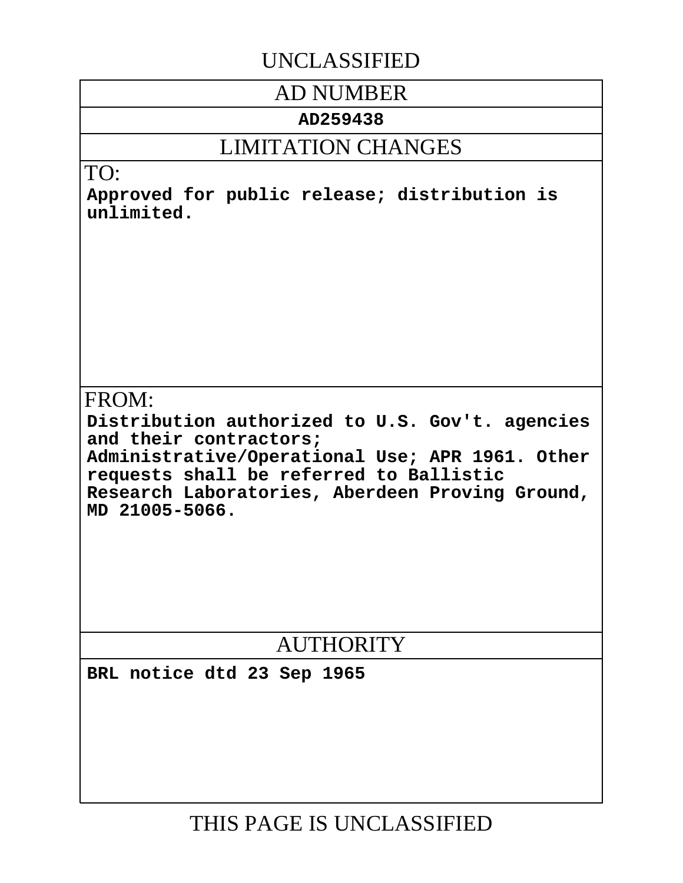UNCLASSIFIED

# AD NUMBER

**AD259438**

## LIMITATION CHANGES

TO:

**Approved for public release; distribution is unlimited.**

FROM:

**Distribution authorized to U.S. Gov't. agencies and their contractors; Administrative/Operational Use; APR 1961. Other requests shall be referred to Ballistic Research Laboratories, Aberdeen Proving Ground, MD 21005-5066.**

## AUTHORITY

**BRL notice dtd 23 Sep 1965**

THIS PAGE IS UNCLASSIFIED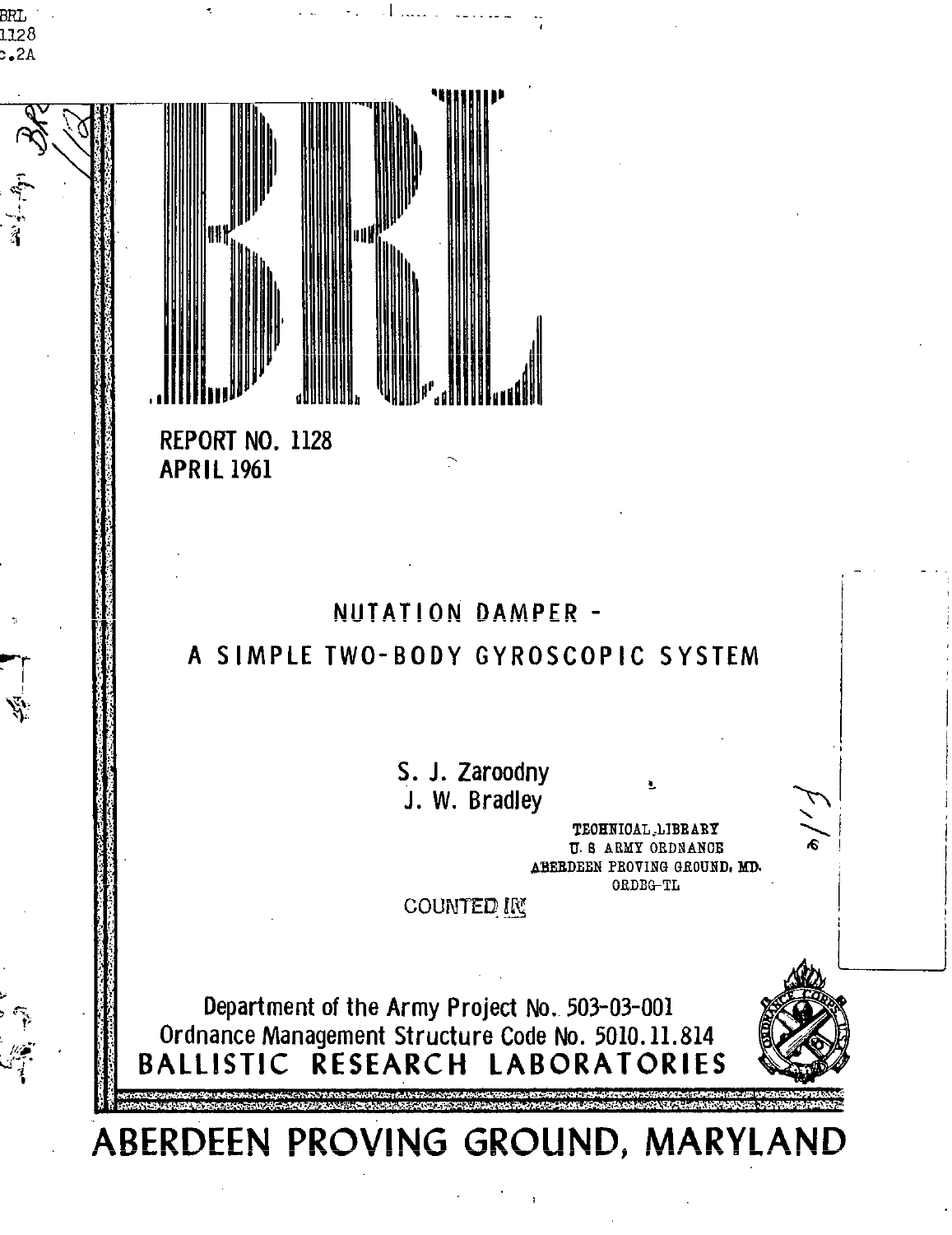BRL
1128
c.2A

# BRL

REPORT NO. 1128
APRIL 1961

## NUTATION DAMPER -
## A SIMPLE TWO-BODY GYROSCOPIC SYSTEM

S. J. Zaroodny
J. W. Bradley

TECHNICAL LIBRARY
U. S. ARMY ORDNANCE
ABERDEEN PROVING GROUND, MD.
ORDBG-TL

COUNTED IN

Department of the Army Project No. 503-03-001
Ordnance Management Structure Code No. 5010.11.814

**BALLISTIC RESEARCH LABORATORIES**

**ABERDEEN PROVING GROUND, MARYLAND**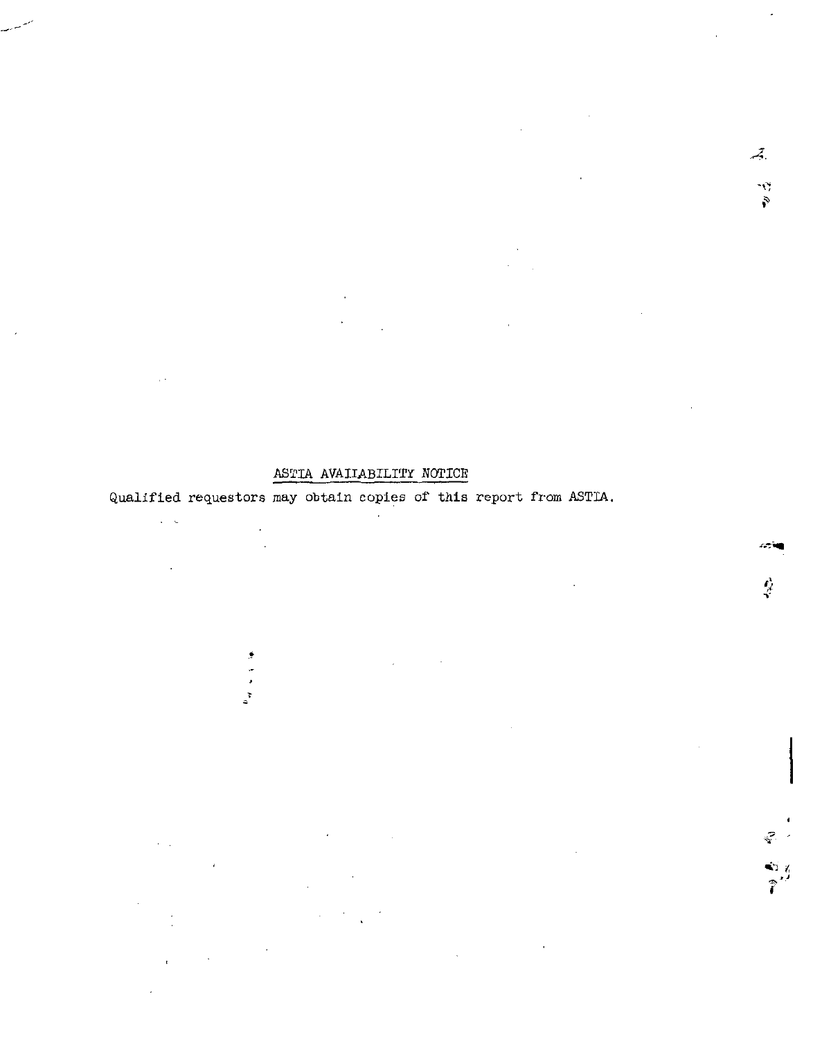ASTIA AVAILABILITY NOTICE

Qualified requestors may obtain copies of this report from ASTIA.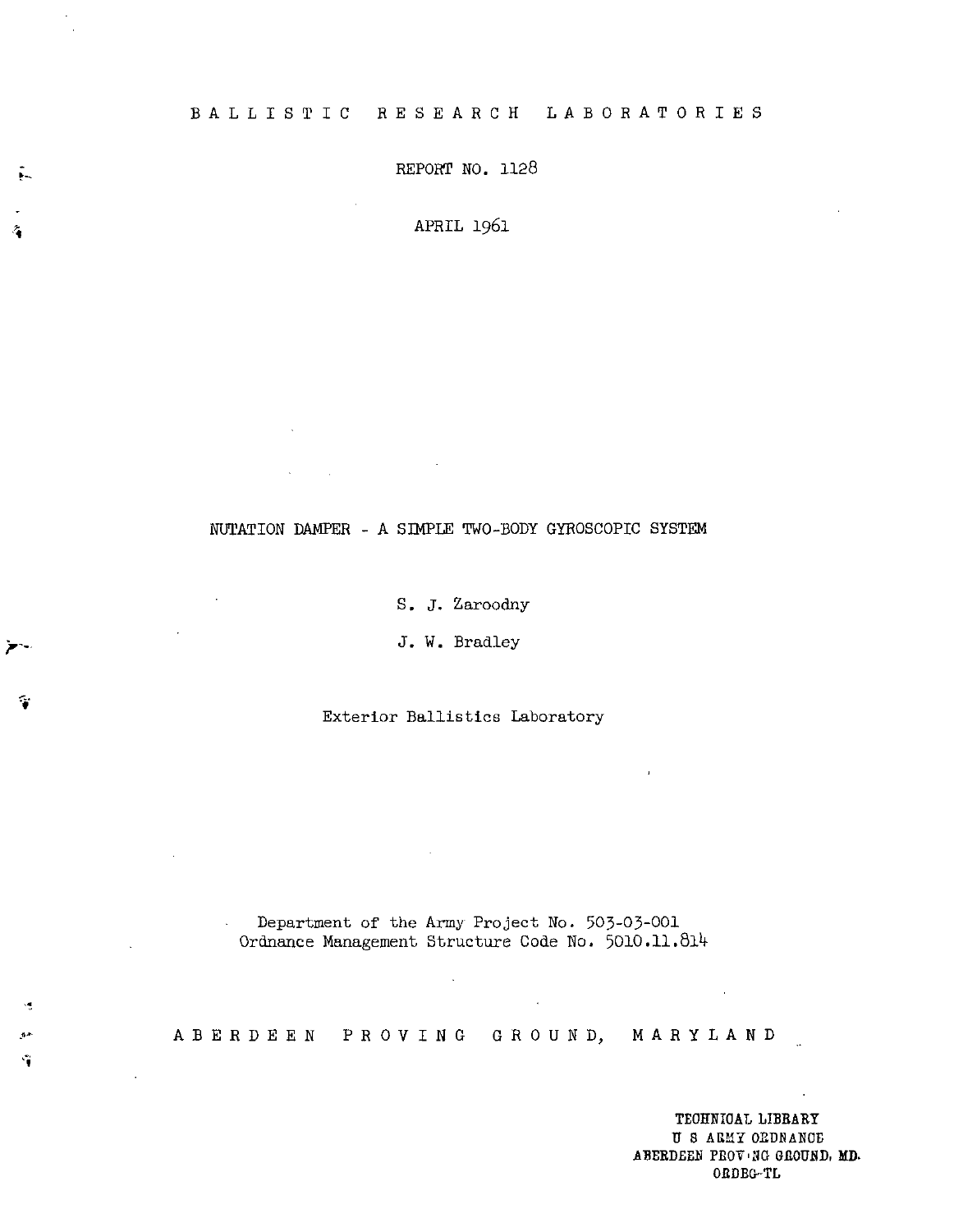BALLISTIC RESEARCH LABORATORIES

REPORT NO. 1128

APRIL 1961

NUTATION DAMPER - A SIMPLE TWO-BODY GYROSCOPIC SYSTEM

S. J. Zaroodny

J. W. Bradley

Exterior Ballistics Laboratory

Department of the Army Project No. 503-03-001
Ordnance Management Structure Code No. 5010.11.814

ABERDEEN PROVING GROUND, MARYLAND

TECHNICAL LIBRARY
U S ARMY ORDNANCE
ABERDEEN PROVING GROUND, MD.
ORDBG-TL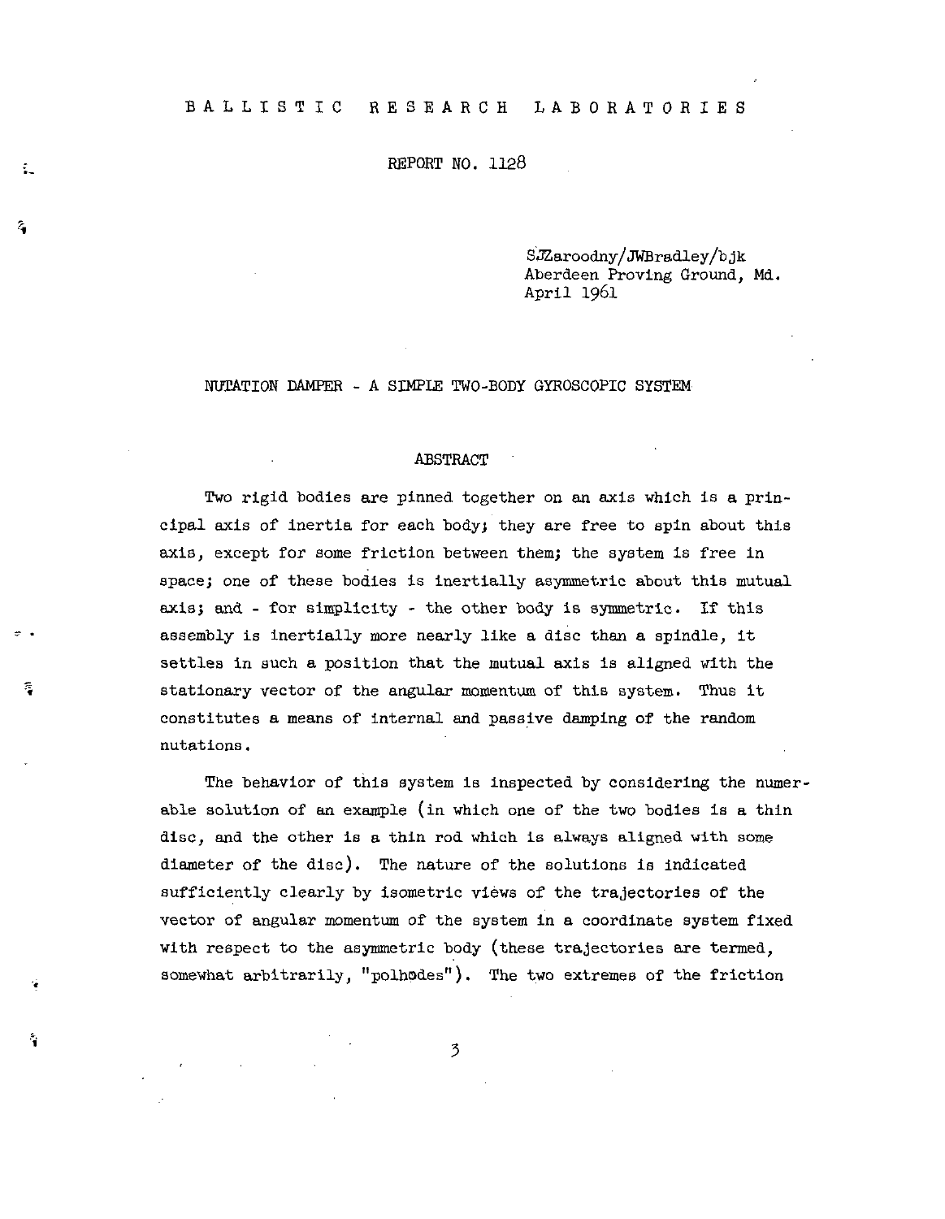BALLISTIC RESEARCH LABORATORIES

REPORT NO. 1128

SJZaroodny/JWBradley/bjk
Aberdeen Proving Ground, Md.
April 1961

NUTATION DAMPER - A SIMPLE TWO-BODY GYROSCOPIC SYSTEM

## ABSTRACT

Two rigid bodies are pinned together on an axis which is a principal axis of inertia for each body; they are free to spin about this axis, except for some friction between them; the system is free in space; one of these bodies is inertially asymmetric about this mutual axis; and - for simplicity - the other body is symmetric. If this assembly is inertially more nearly like a disc than a spindle, it settles in such a position that the mutual axis is aligned with the stationary vector of the angular momentum of this system. Thus it constitutes a means of internal and passive damping of the random nutations.

The behavior of this system is inspected by considering the numerable solution of an example (in which one of the two bodies is a thin disc, and the other is a thin rod which is always aligned with some diameter of the disc). The nature of the solutions is indicated sufficiently clearly by isometric views of the trajectories of the vector of angular momentum of the system in a coordinate system fixed with respect to the asymmetric body (these trajectories are termed, somewhat arbitrarily, "polhodes"). The two extremes of the friction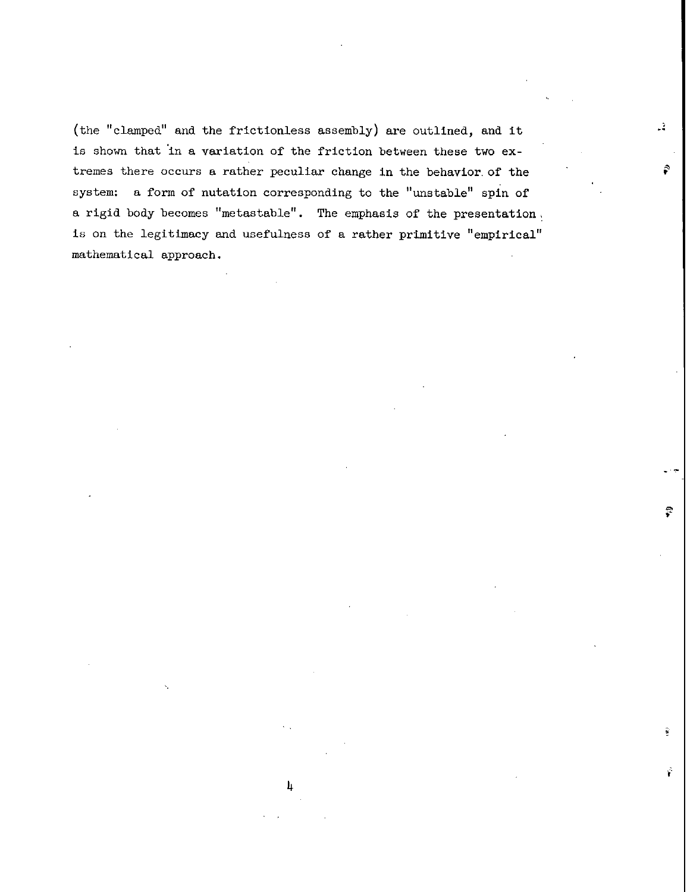(the "clamped" and the frictionless assembly) are outlined, and it is shown that in a variation of the friction between these two extremes there occurs a rather peculiar change in the behavior of the system: a form of nutation corresponding to the "unstable" spin of a rigid body becomes "metastable". The emphasis of the presentation is on the legitimacy and usefulness of a rather primitive "empirical" mathematical approach.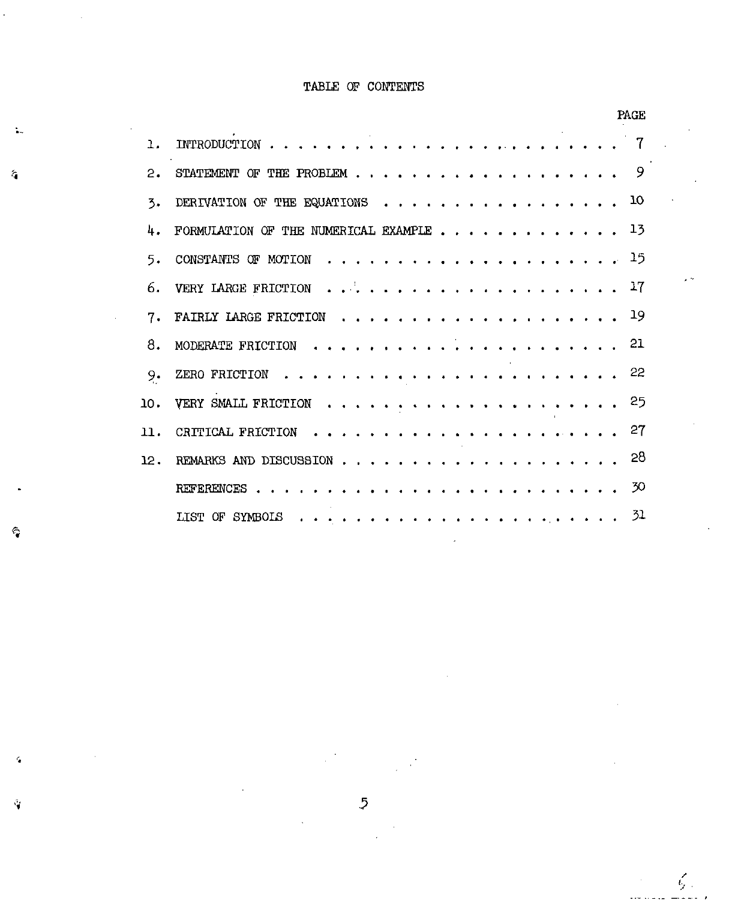# TABLE OF CONTENTS

| | | PAGE |
|---|---|---|
| 1. | INTRODUCTION | 7 |
| 2. | STATEMENT OF THE PROBLEM | 9 |
| 3. | DERIVATION OF THE EQUATIONS | 10 |
| 4. | FORMULATION OF THE NUMERICAL EXAMPLE | 13 |
| 5. | CONSTANTS OF MOTION | 15 |
| 6. | VERY LARGE FRICTION | 17 |
| 7. | FAIRLY LARGE FRICTION | 19 |
| 8. | MODERATE FRICTION | 21 |
| 9. | ZERO FRICTION | 22 |
| 10. | VERY SMALL FRICTION | 25 |
| 11. | CRITICAL FRICTION | 27 |
| 12. | REMARKS AND DISCUSSION | 28 |
| | REFERENCES | 30 |
| | LIST OF SYMBOLS | 31 |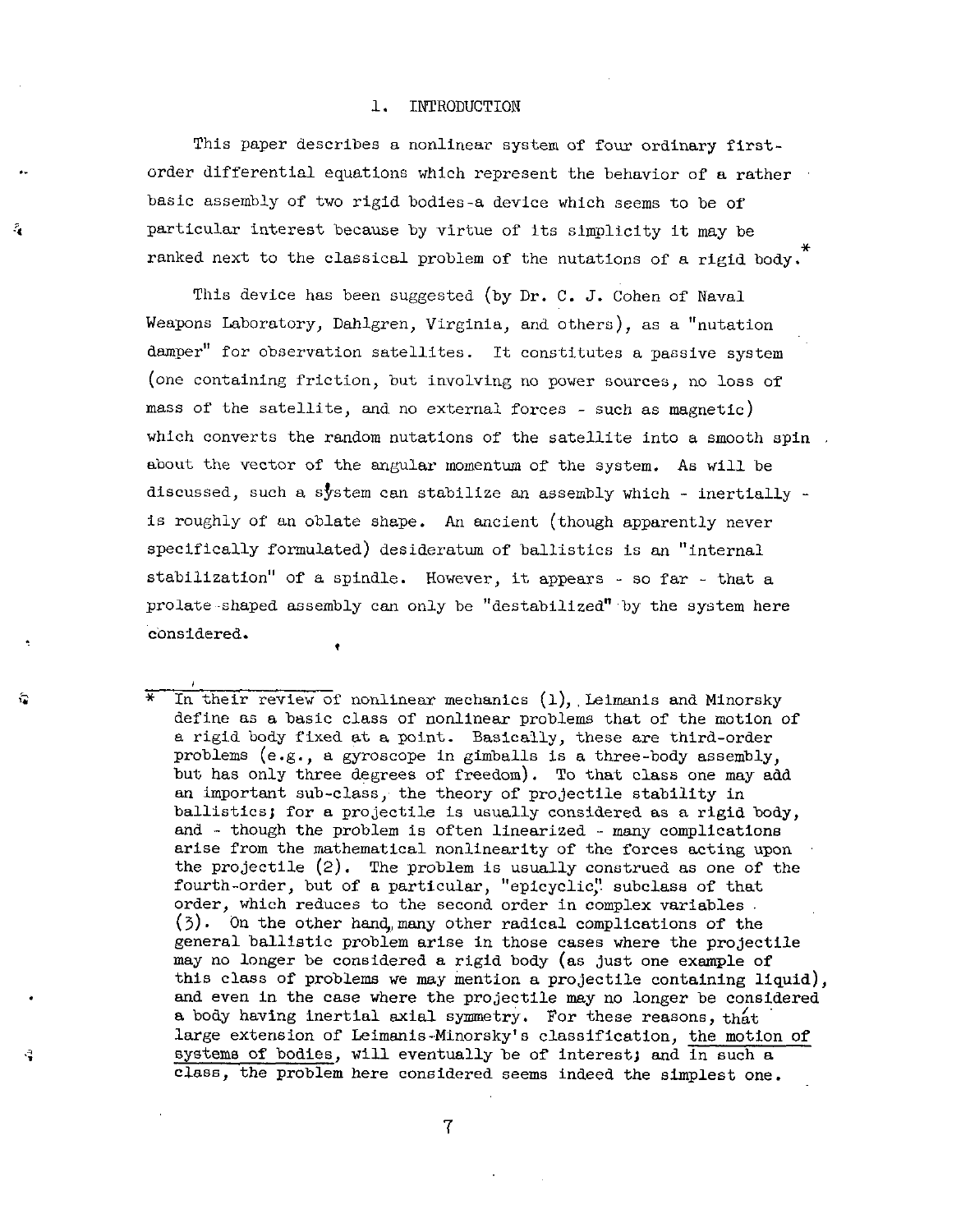## 1. INTRODUCTION

This paper describes a nonlinear system of four ordinary first-order differential equations which represent the behavior of a rather basic assembly of two rigid bodies-a device which seems to be of particular interest because by virtue of its simplicity it may be ranked next to the classical problem of the nutations of a rigid body.*

This device has been suggested (by Dr. C. J. Cohen of Naval Weapons Laboratory, Dahlgren, Virginia, and others), as a "nutation damper" for observation satellites. It constitutes a passive system (one containing friction, but involving no power sources, no loss of mass of the satellite, and no external forces - such as magnetic) which converts the random nutations of the satellite into a smooth spin about the vector of the angular momentum of the system. As will be discussed, such a system can stabilize an assembly which - inertially - is roughly of an oblate shape. An ancient (though apparently never specifically formulated) desideratum of ballistics is an "internal stabilization" of a spindle. However, it appears - so far - that a prolate-shaped assembly can only be "destabilized" by the system here considered.

---

\* In their review of nonlinear mechanics (1), Leimanis and Minorsky define as a basic class of nonlinear problems that of the motion of a rigid body fixed at a point. Basically, these are third-order problems (e.g., a gyroscope in gimballs is a three-body assembly, but has only three degrees of freedom). To that class one may add an important sub-class, the theory of projectile stability in ballistics; for a projectile is usually considered as a rigid body, and - though the problem is often linearized - many complications arise from the mathematical nonlinearity of the forces acting upon the projectile (2). The problem is usually construed as one of the fourth-order, but of a particular, "epicyclic," subclass of that order, which reduces to the second order in complex variables (3). On the other hand, many other radical complications of the general ballistic problem arise in those cases where the projectile may no longer be considered a rigid body (as just one example of this class of problems we may mention a projectile containing liquid), and even in the case where the projectile may no longer be considered a body having inertial axial symmetry. For these reasons, that large extension of Leimanis-Minorsky's classification, <u>the motion of systems of bodies</u>, will eventually be of interest; and in such a class, the problem here considered seems indeed the simplest one.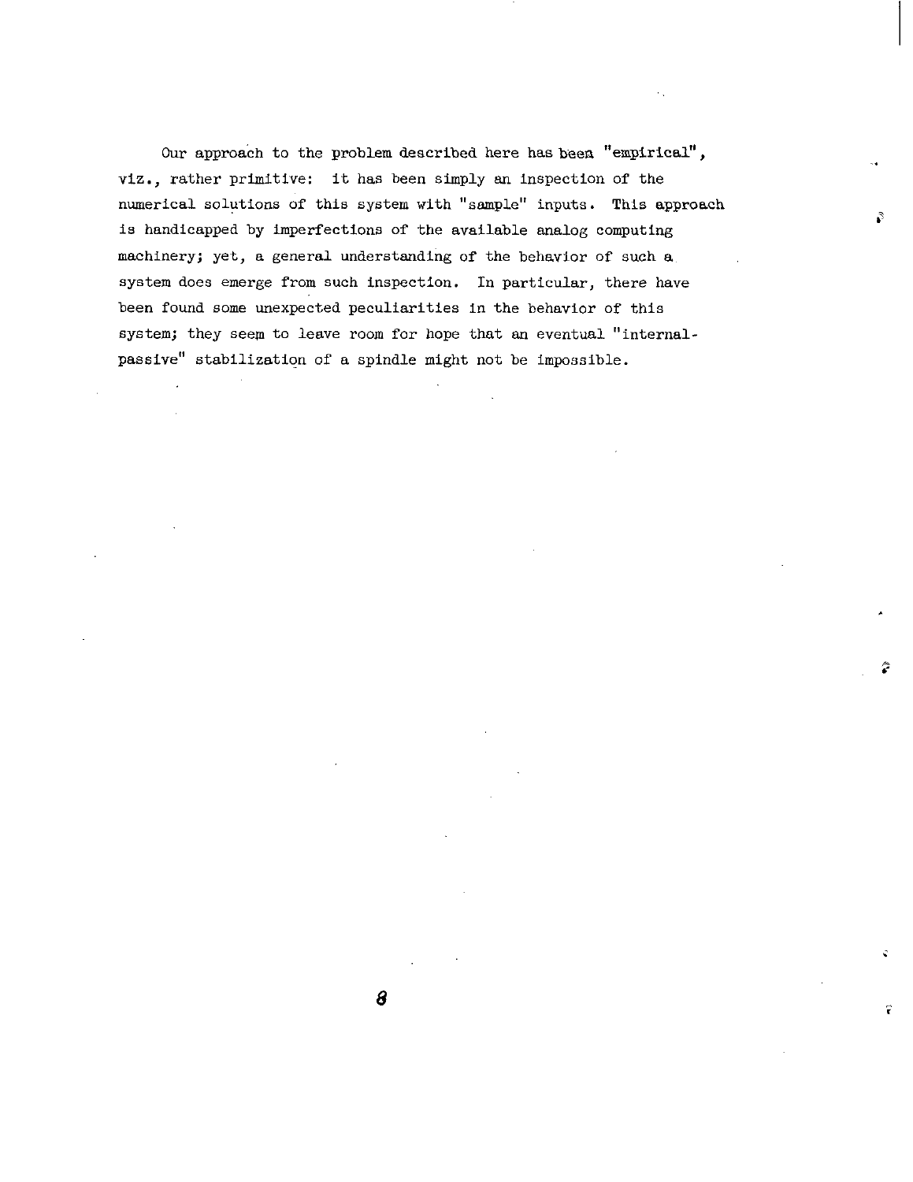Our approach to the problem described here has been "empirical", viz., rather primitive: it has been simply an inspection of the numerical solutions of this system with "sample" inputs. This approach is handicapped by imperfections of the available analog computing machinery; yet, a general understanding of the behavior of such a system does emerge from such inspection. In particular, there have been found some unexpected peculiarities in the behavior of this system; they seem to leave room for hope that an eventual "internal-passive" stabilization of a spindle might not be impossible.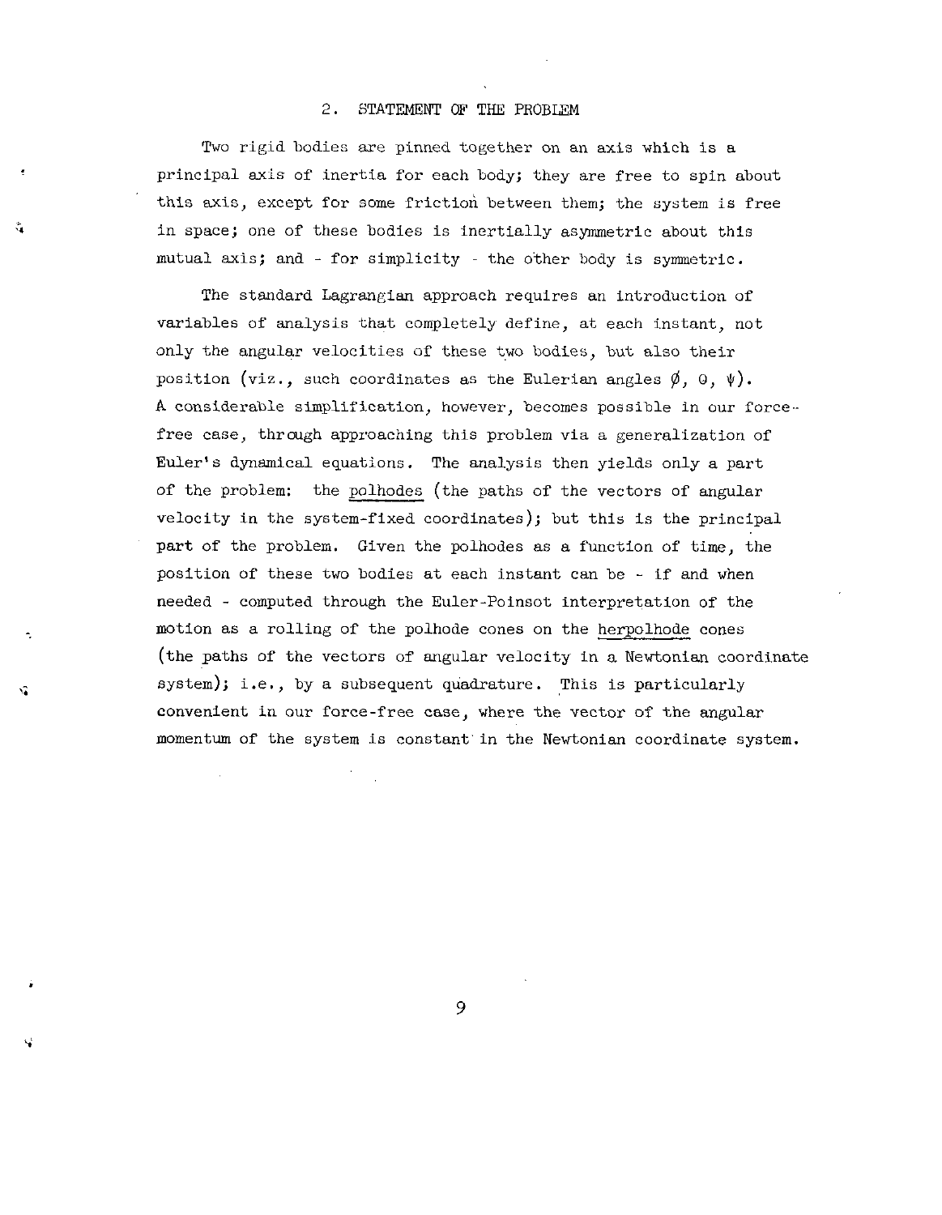## 2. STATEMENT OF THE PROBLEM

Two rigid bodies are pinned together on an axis which is a principal axis of inertia for each body; they are free to spin about this axis, except for some friction between them; the system is free in space; one of these bodies is inertially asymmetric about this mutual axis; and - for simplicity - the other body is symmetric.

The standard Lagrangian approach requires an introduction of variables of analysis that completely define, at each instant, not only the angular velocities of these two bodies, but also their position (viz., such coordinates as the Eulerian angles $\phi$, $\theta$, $\psi$). A considerable simplification, however, becomes possible in our force-free case, through approaching this problem via a generalization of Euler's dynamical equations. The analysis then yields only a part of the problem: the <u>polhodes</u> (the paths of the vectors of angular velocity in the system-fixed coordinates); but this is the principal part of the problem. Given the polhodes as a function of time, the position of these two bodies at each instant can be - if and when needed - computed through the Euler-Poinsot interpretation of the motion as a rolling of the polhode cones on the <u>herpolhode</u> cones (the paths of the vectors of angular velocity in a Newtonian coordinate system); i.e., by a subsequent quadrature. This is particularly convenient in our force-free case, where the vector of the angular momentum of the system is constant in the Newtonian coordinate system.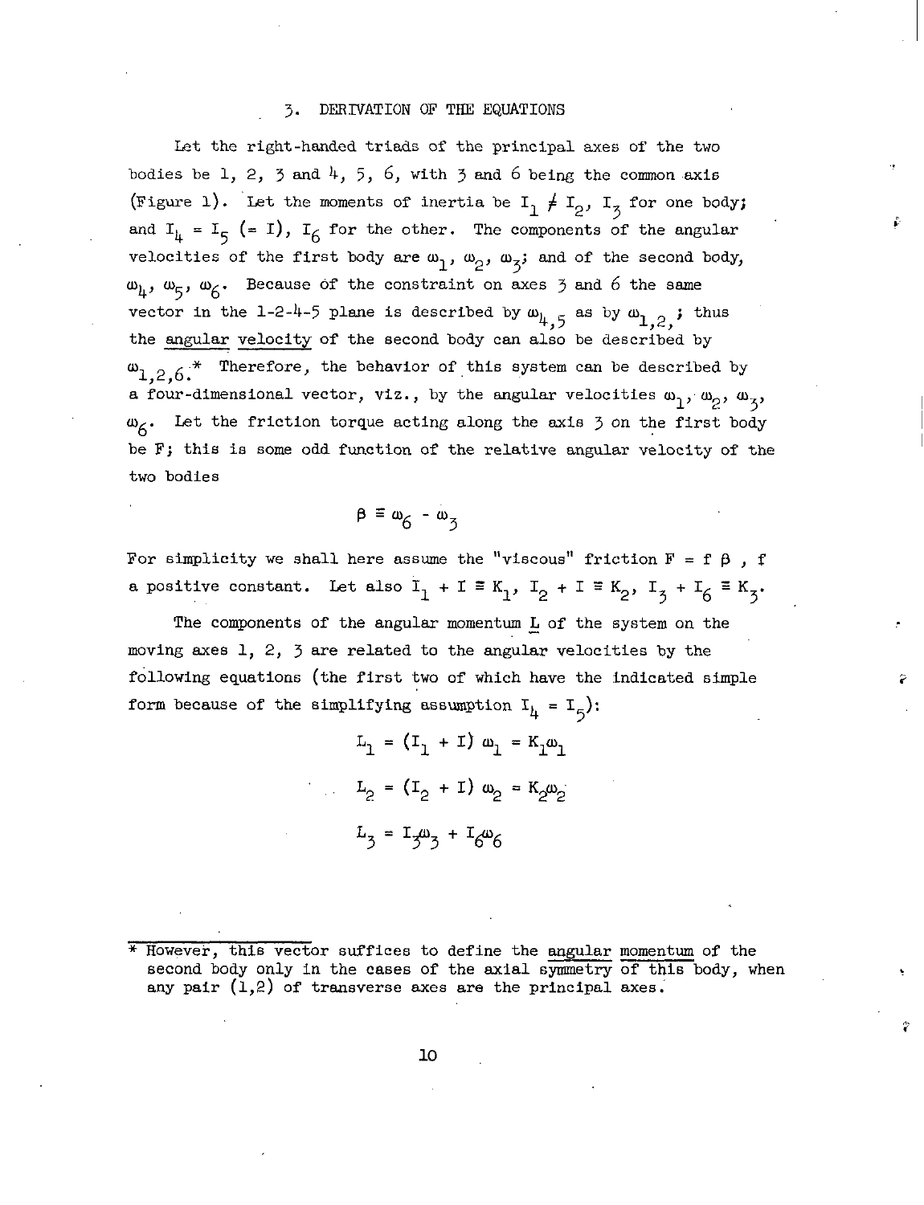## 3. DERIVATION OF THE EQUATIONS

Let the right-handed triads of the principal axes of the two bodies be 1, 2, 3 and 4, 5, 6, with 3 and 6 being the common axis (Figure 1). Let the moments of inertia be $I_1 \neq I_2$, $I_3$ for one body; and $I_4 = I_5$ $(= I)$, $I_6$ for the other. The components of the angular velocities of the first body are $\omega_1$, $\omega_2$, $\omega_3$; and of the second body, $\omega_4$, $\omega_5$, $\omega_6$. Because of the constraint on axes 3 and 6 the same vector in the 1-2-4-5 plane is described by $\omega_{4,5}$ as by $\omega_{1,2,}$; thus the <u>angular velocity</u> of the second body can also be described by $\omega_{1,2,6}$.* Therefore, the behavior of this system can be described by a four-dimensional vector, viz., by the angular velocities $\omega_1$, $\omega_2$, $\omega_3$, $\omega_6$. Let the friction torque acting along the axis 3 on the first body be F; this is some odd function of the relative angular velocity of the two bodies

$$\beta \equiv \omega_6 - \omega_3$$

For simplicity we shall here assume the "viscous" friction $F = f\,\beta$ , f a positive constant. Let also $I_1 + I \equiv K_1$, $I_2 + I \equiv K_2$, $I_3 + I_6 \equiv K_3$.

The components of the angular momentum $\underline{L}$ of the system on the moving axes 1, 2, 3 are related to the angular velocities by the following equations (the first two of which have the indicated simple form because of the simplifying assumption $I_4 = I_5$):

$$L_1 = (I_1 + I)\,\omega_1 = K_1\omega_1$$

$$L_2 = (I_2 + I)\,\omega_2 = K_2\omega_2$$

$$L_3 = I_3\omega_3 + I_6\omega_6$$

---

\* However, this vector suffices to define the <u>angular momentum</u> of the second body only in the cases of the axial symmetry of this body, when any pair (1,2) of transverse axes are the principal axes.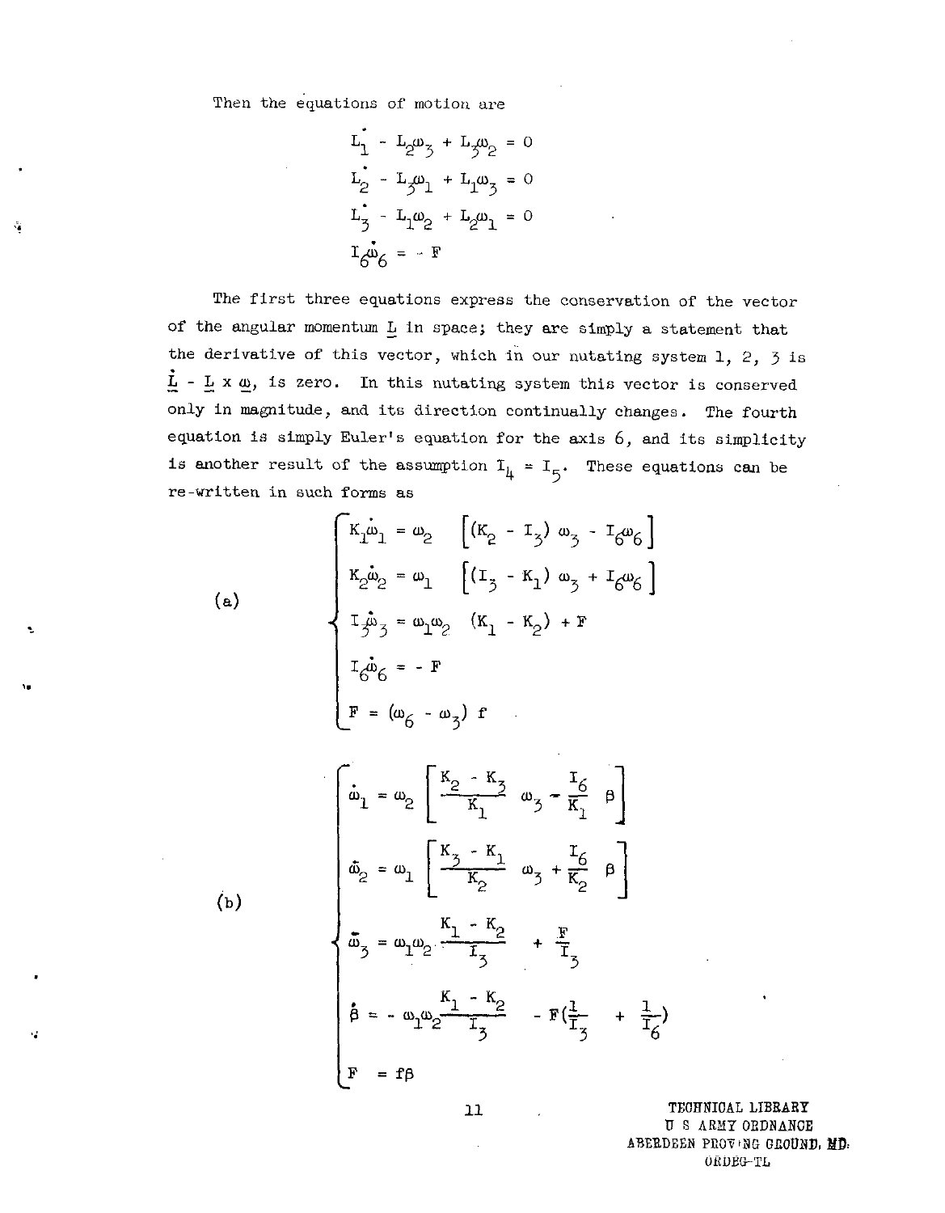Then the equations of motion are

$$\dot{L}_1 - L_2\omega_3 + L_3\omega_2 = 0$$

$$\dot{L}_2 - L_3\omega_1 + L_1\omega_3 = 0$$

$$\dot{L}_3 - L_1\omega_2 + L_2\omega_1 = 0$$

$$I_6\dot{\omega}_6 = - F$$

The first three equations express the conservation of the vector of the angular momentum $\underline{L}$ in space; they are simply a statement that the derivative of this vector, which in our nutating system 1, 2, 3 is $\dot{\underline{L}} - \underline{L} \times \underline{\omega}$, is zero. In this nutating system this vector is conserved only in magnitude, and its direction continually changes. The fourth equation is simply Euler's equation for the axis 6, and its simplicity is another result of the assumption $I_4 = I_5$. These equations can be re-written in such forms as

(a)

$$\begin{cases} K_1\dot{\omega}_1 = \omega_2 \left[ (K_2 - I_3)\,\omega_3 - I_6\omega_6 \right] \\ K_2\dot{\omega}_2 = \omega_1 \left[ (I_3 - K_1)\,\omega_3 + I_6\omega_6 \right] \\ I_3\dot{\omega}_3 = \omega_1\omega_2 \; (K_1 - K_2) + F \\ I_6\dot{\omega}_6 = - F \\ F = (\omega_6 - \omega_3)\, f \end{cases}$$

(b)

$$\begin{cases} \dot{\omega}_1 = \omega_2 \left[ \dfrac{K_2 - K_3}{K_1} \; \omega_3 - \dfrac{I_6}{K_1} \; \beta \right] \\ \dot{\omega}_2 = \omega_1 \left[ \dfrac{K_3 - K_1}{K_2} \; \omega_3 + \dfrac{I_6}{K_2} \; \beta \right] \\ \dot{\omega}_3 = \omega_1\omega_2 \dfrac{K_1 - K_2}{I_3} + \dfrac{F}{I_3} \\ \dot{\beta} = - \omega_1\omega_2 \dfrac{K_1 - K_2}{I_3} - F\left(\dfrac{1}{I_3} + \dfrac{1}{I_6}\right) \\ F = f\beta \end{cases}$$

TECHNICAL LIBRARY
U S ARMY ORDNANCE
ABERDEEN PROVING GROUND, MD.
ORDBG-TL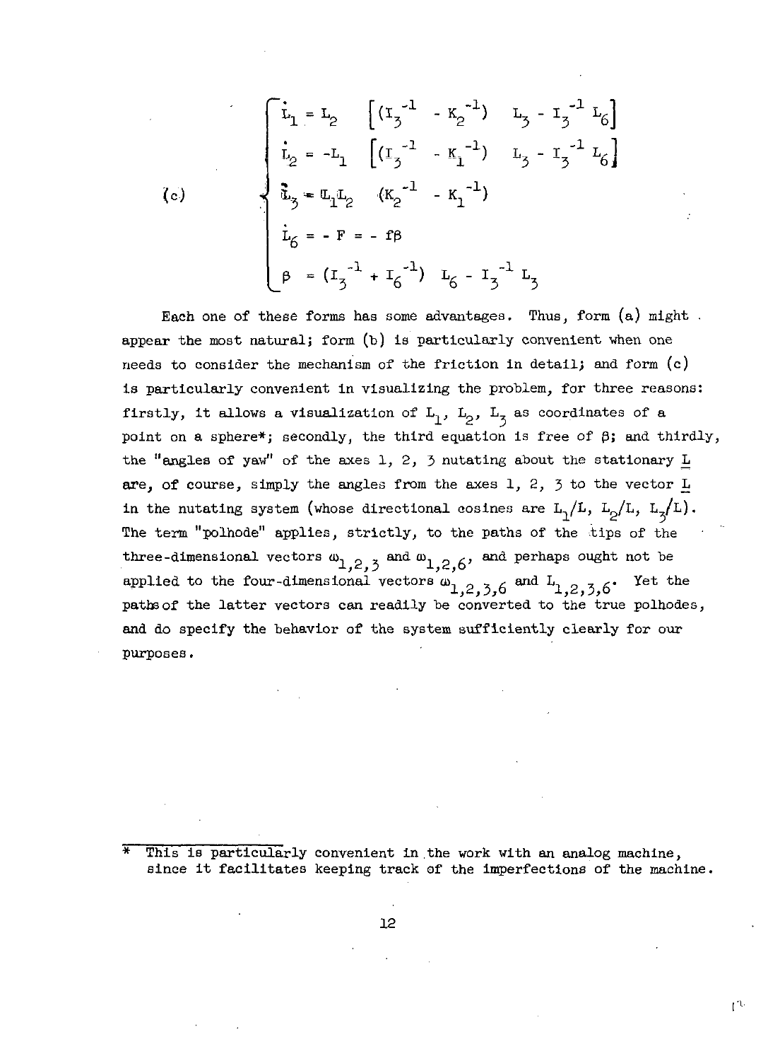$$
\text{(c)} \qquad \begin{cases}
\dot{L}_1 = L_2 \quad \left[ (I_3^{-1} - K_2^{-1}) \quad L_3 - I_3^{-1} L_6 \right] \\
\dot{L}_2 = -L_1 \quad \left[ (I_3^{-1} - K_1^{-1}) \quad L_3 - I_3^{-1} L_6 \right] \\
\dot{L}_3 = L_1 L_2 \quad (K_2^{-1} - K_1^{-1}) \\
\dot{L}_6 = - F = - f\beta \\
\beta = (I_3^{-1} + I_6^{-1}) \quad L_6 - I_3^{-1} L_3
\end{cases}
$$

Each one of these forms has some advantages. Thus, form (a) might appear the most natural; form (b) is particularly convenient when one needs to consider the mechanism of the friction in detail; and form (c) is particularly convenient in visualizing the problem, for three reasons: firstly, it allows a visualization of $L_1$, $L_2$, $L_3$ as coordinates of a point on a sphere*; secondly, the third equation is free of $\beta$; and thirdly, the "angles of yaw" of the axes 1, 2, 3 nutating about the stationary $\underline{L}$ are, of course, simply the angles from the axes 1, 2, 3 to the vector $\underline{L}$ in the nutating system (whose directional cosines are $L_1/L$, $L_2/L$, $L_3/L$). The term "polhode" applies, strictly, to the paths of the tips of the three-dimensional vectors $\omega_{1,2,3}$ and $\omega_{1,2,6}$, and perhaps ought not be applied to the four-dimensional vectors $\omega_{1,2,3,6}$ and $L_{1,2,3,6}$. Yet the paths of the latter vectors can readily be converted to the true polhodes, and do specify the behavior of the system sufficiently clearly for our purposes.

* This is particularly convenient in the work with an analog machine, since it facilitates keeping track of the imperfections of the machine.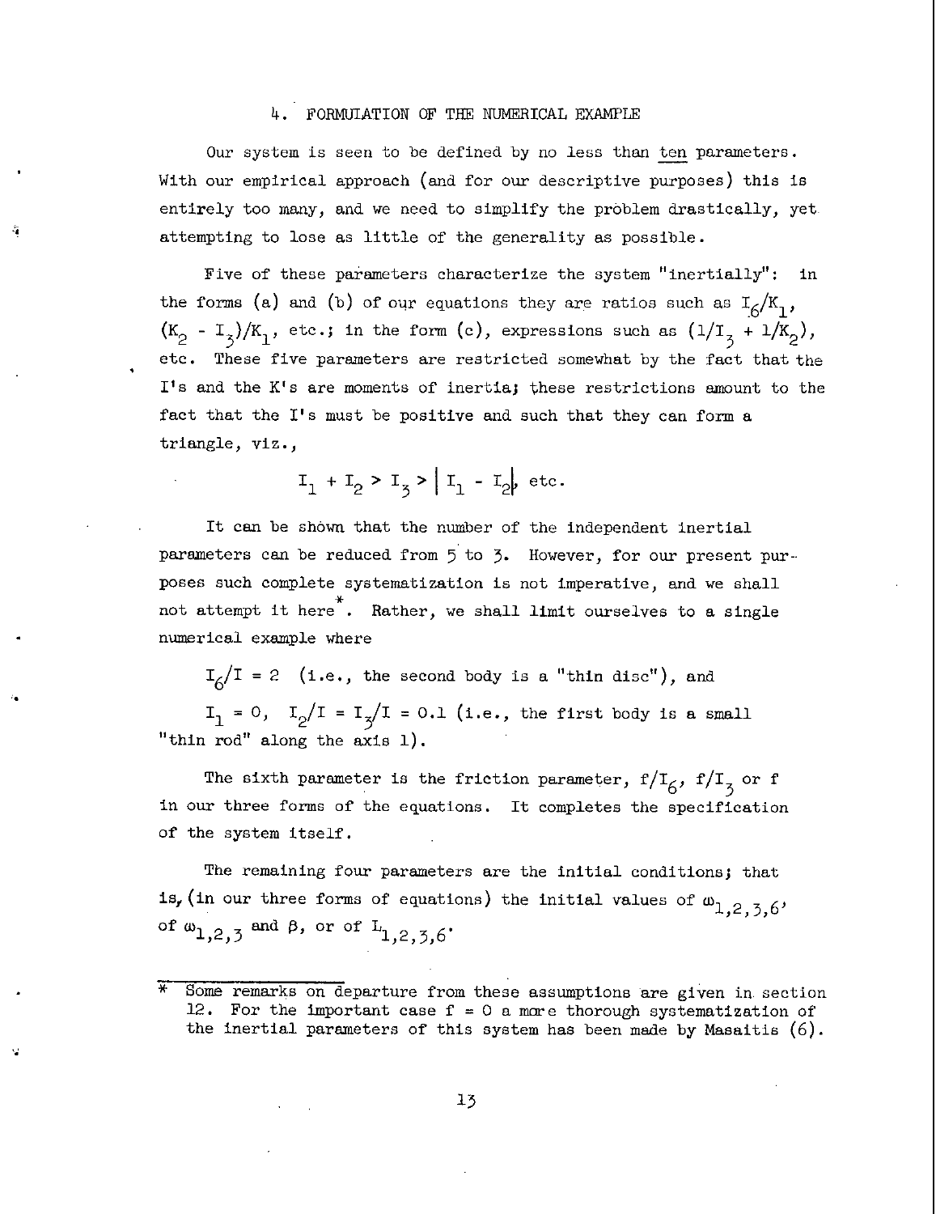## 4. FORMULATION OF THE NUMERICAL EXAMPLE

Our system is seen to be defined by no less than ten parameters. With our empirical approach (and for our descriptive purposes) this is entirely too many, and we need to simplify the problem drastically, yet attempting to lose as little of the generality as possible.

Five of these parameters characterize the system "inertially": in the forms (a) and (b) of our equations they are ratios such as $I_6/K_1$, $(K_2 - I_3)/K_1$, etc.; in the form (c), expressions such as $(1/I_3 + 1/K_2)$, etc. These five parameters are restricted somewhat by the fact that the I's and the K's are moments of inertia; these restrictions amount to the fact that the I's must be positive and such that they can form a triangle, viz.,

$$I_1 + I_2 > I_3 > \left| I_1 - I_2 \right|, \text{ etc.}$$

It can be shown that the number of the independent inertial parameters can be reduced from 5 to 3. However, for our present purposes such complete systematization is not imperative, and we shall not attempt it here*. Rather, we shall limit ourselves to a single numerical example where

$I_6/I = 2$ (i.e., the second body is a "thin disc"), and

$I_1 = 0$, $I_2/I = I_3/I = 0.1$ (i.e., the first body is a small "thin rod" along the axis 1).

The sixth parameter is the friction parameter, $f/I_6$, $f/I_3$ or f in our three forms of the equations. It completes the specification of the system itself.

The remaining four parameters are the initial conditions; that is, (in our three forms of equations) the initial values of $\omega_{1,2,3,6}$, of $\omega_{1,2,3}$ and $\beta$, or of $L_{1,2,3,6}$.

---

* Some remarks on departure from these assumptions are given in section 12. For the important case f = 0 a more thorough systematization of the inertial parameters of this system has been made by Masaitis (6).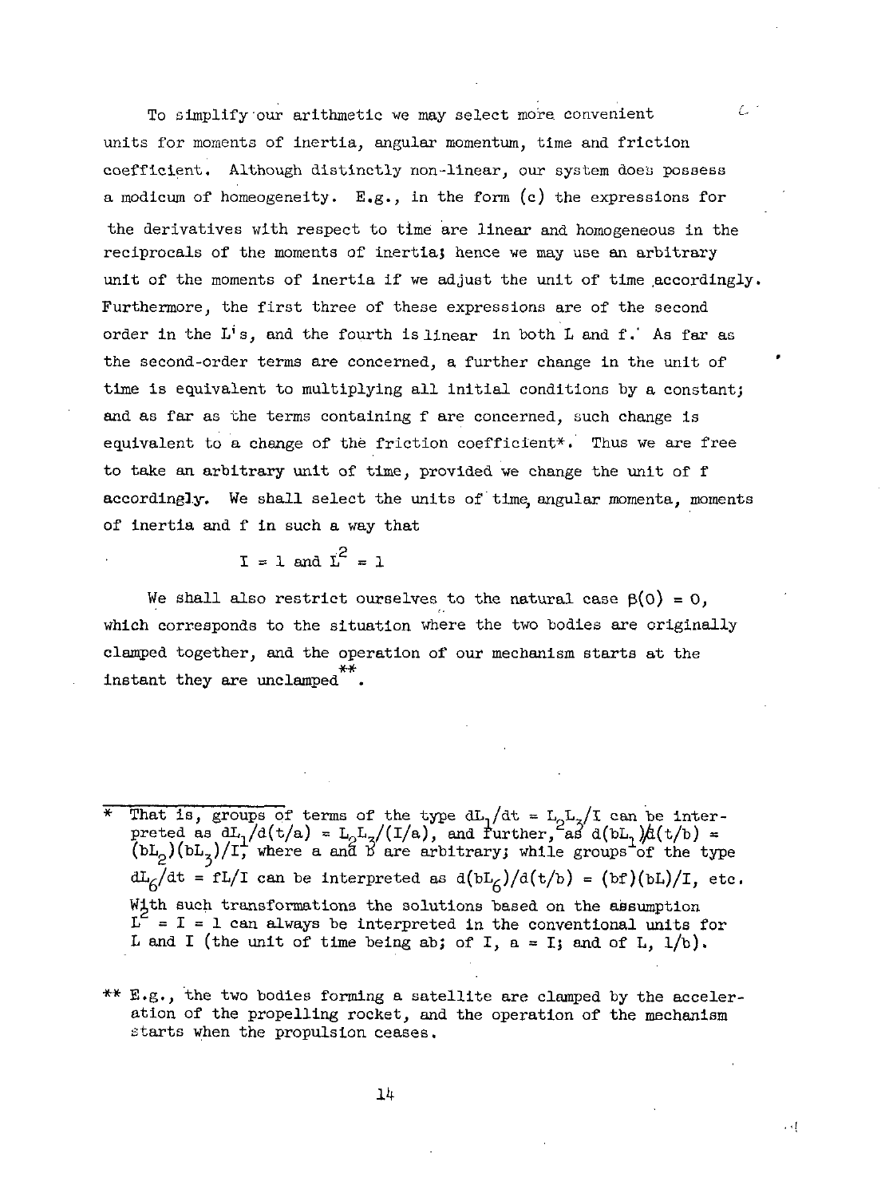To simplify our arithmetic we may select more convenient units for moments of inertia, angular momentum, time and friction coefficient. Although distinctly non-linear, our system does possess a modicum of homogeneity. E.g., in the form (c) the expressions for the derivatives with respect to time are linear and homogeneous in the reciprocals of the moments of inertia; hence we may use an arbitrary unit of the moments of inertia if we adjust the unit of time accordingly. Furthermore, the first three of these expressions are of the second order in the L's, and the fourth is linear in both L and f. As far as the second-order terms are concerned, a further change in the unit of time is equivalent to multiplying all initial conditions by a constant; and as far as the terms containing f are concerned, such change is equivalent to a change of the friction coefficient*. Thus we are free to take an arbitrary unit of time, provided we change the unit of f accordingly. We shall select the units of time, angular momenta, moments of inertia and f in such a way that

$$I = 1 \text{ and } L^2 = 1$$

We shall also restrict ourselves to the natural case $\beta(0) = 0$, which corresponds to the situation where the two bodies are originally clamped together, and the operation of our mechanism starts at the instant they are unclamped**.

---

\* That is, groups of terms of the type $dL_1/dt = L_2L_3/I$ can be interpreted as $dL_1/d(t/a) = L_2L_3/(I/a)$, and further, as $d(bL_1)/d(t/b) = (bL_2)(bL_3)/I$, where a and b are arbitrary; while groups of the type $dL_6/dt = fL/I$ can be interpreted as $d(bL_6)/d(t/b) = (bf)(bL)/I$, etc. With such transformations the solutions based on the assumption $L^2 = I = 1$ can always be interpreted in the conventional units for L and I (the unit of time being ab; of I, a = I; and of L, 1/b).

\** E.g., the two bodies forming a satellite are clamped by the acceleration of the propelling rocket, and the operation of the mechanism starts when the propulsion ceases.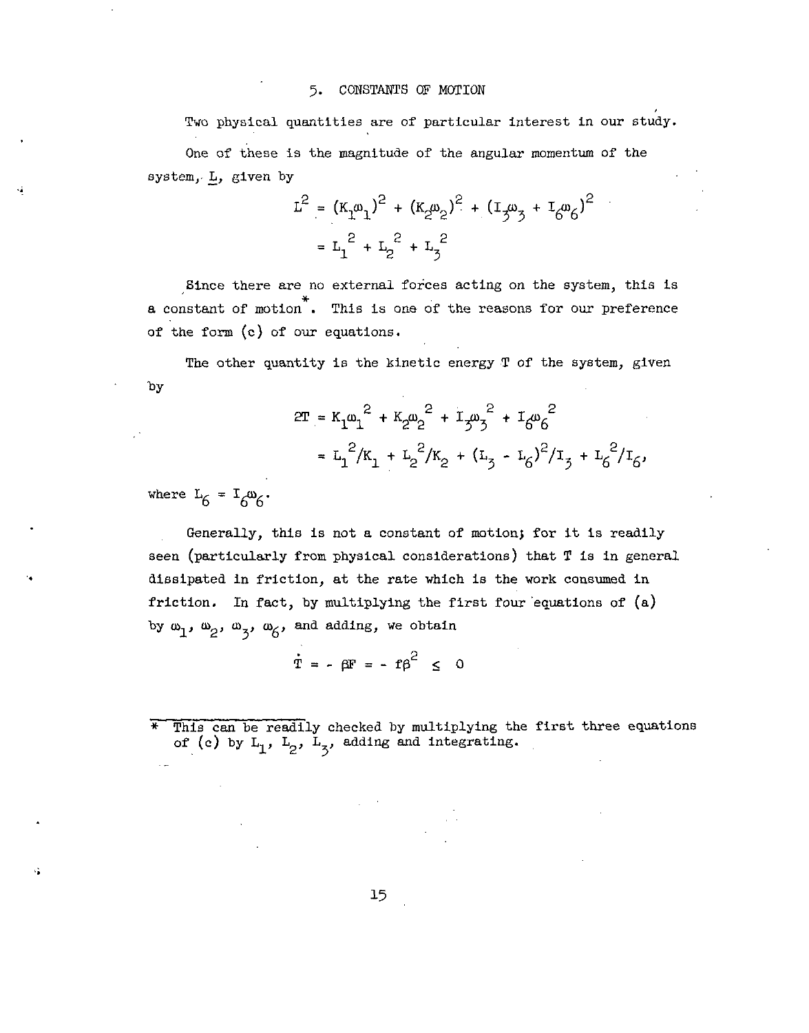## 5. CONSTANTS OF MOTION

Two physical quantities are of particular interest in our study.

One of these is the magnitude of the angular momentum of the system, $\underline{L}$, given by

$$
\begin{aligned}
L^2 &= (K_1\omega_1)^2 + (K_2\omega_2)^2 + (I_3\omega_3 + I_6\omega_6)^2 \\
&= L_1^{\,2} + L_2^{\,2} + L_3^{\,2}
\end{aligned}
$$

Since there are no external forces acting on the system, this is a constant of motion*. This is one of the reasons for our preference of the form (c) of our equations.

The other quantity is the kinetic energy T of the system, given by

$$
\begin{aligned}
2T &= K_1\omega_1^{\,2} + K_2\omega_2^{\,2} + I_3\omega_3^{\,2} + I_6\omega_6^{\,2} \\
&= L_1^{\,2}/K_1 + L_2^{\,2}/K_2 + (L_3 - L_6)^2/I_3 + L_6^{\,2}/I_6,
\end{aligned}
$$

where $L_6 = I_6\omega_6$.

Generally, this is not a constant of motion; for it is readily seen (particularly from physical considerations) that T is in general dissipated in friction, at the rate which is the work consumed in friction. In fact, by multiplying the first four equations of (a) by $\omega_1$, $\omega_2$, $\omega_3$, $\omega_6$, and adding, we obtain

$$
\dot{T} = - \beta F = - f\beta^2 \leq 0
$$

---

\* This can be readily checked by multiplying the first three equations of (c) by $L_1$, $L_2$, $L_3$, adding and integrating.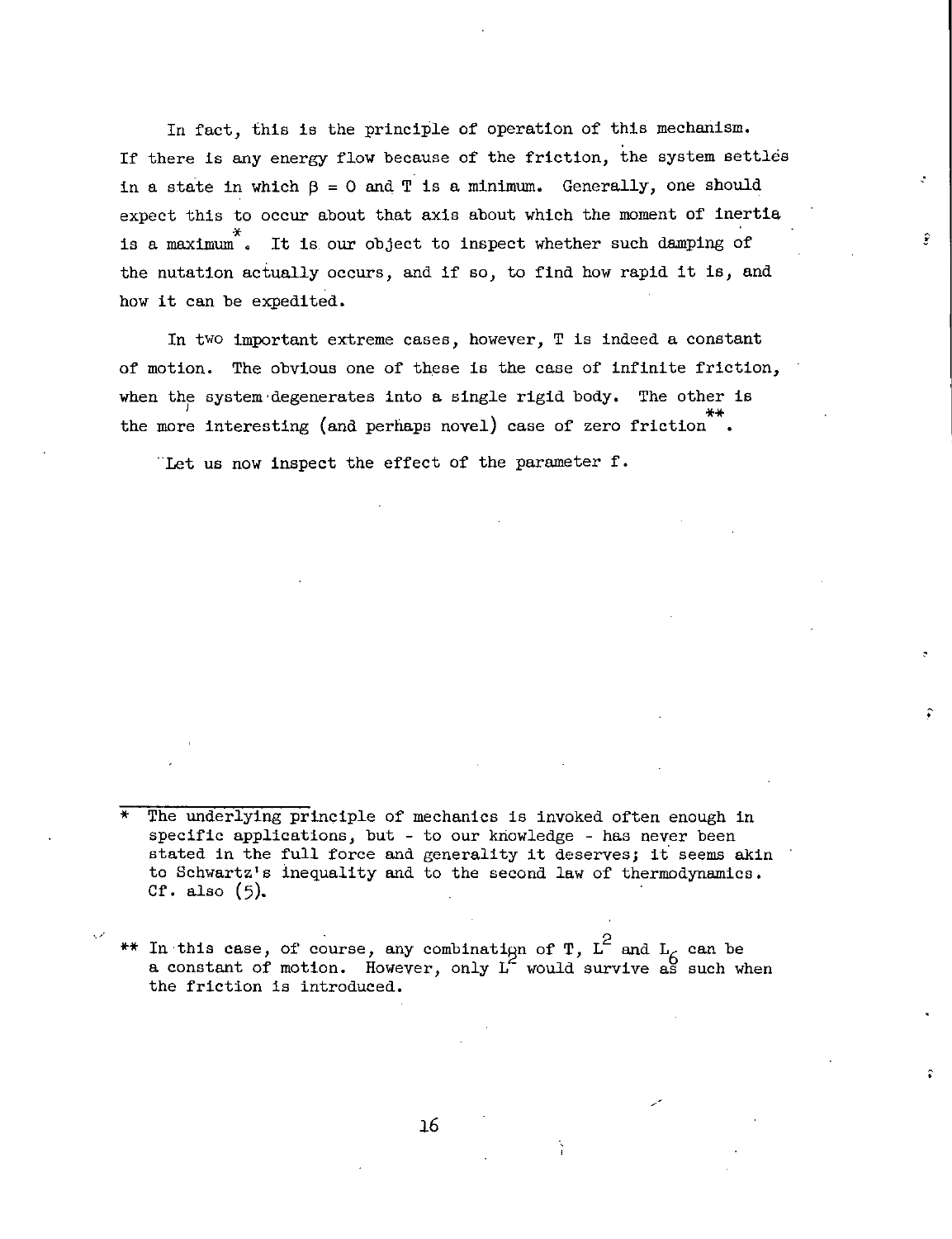In fact, this is the principle of operation of this mechanism. If there is any energy flow because of the friction, the system settles in a state in which $\beta = 0$ and T is a minimum. Generally, one should expect this to occur about that axis about which the moment of inertia is a maximum*. It is our object to inspect whether such damping of the nutation actually occurs, and if so, to find how rapid it is, and how it can be expedited.

In two important extreme cases, however, T is indeed a constant of motion. The obvious one of these is the case of infinite friction, when the system degenerates into a single rigid body. The other is the more interesting (and perhaps novel) case of zero friction**.

Let us now inspect the effect of the parameter f.

---

\* The underlying principle of mechanics is invoked often enough in specific applications, but - to our knowledge - has never been stated in the full force and generality it deserves; it seems akin to Schwartz's inequality and to the second law of thermodynamics. Cf. also (5).

\*\* In this case, of course, any combination of T, $L^2$ and $L_6$ can be a constant of motion. However, only $L^2$ would survive as such when the friction is introduced.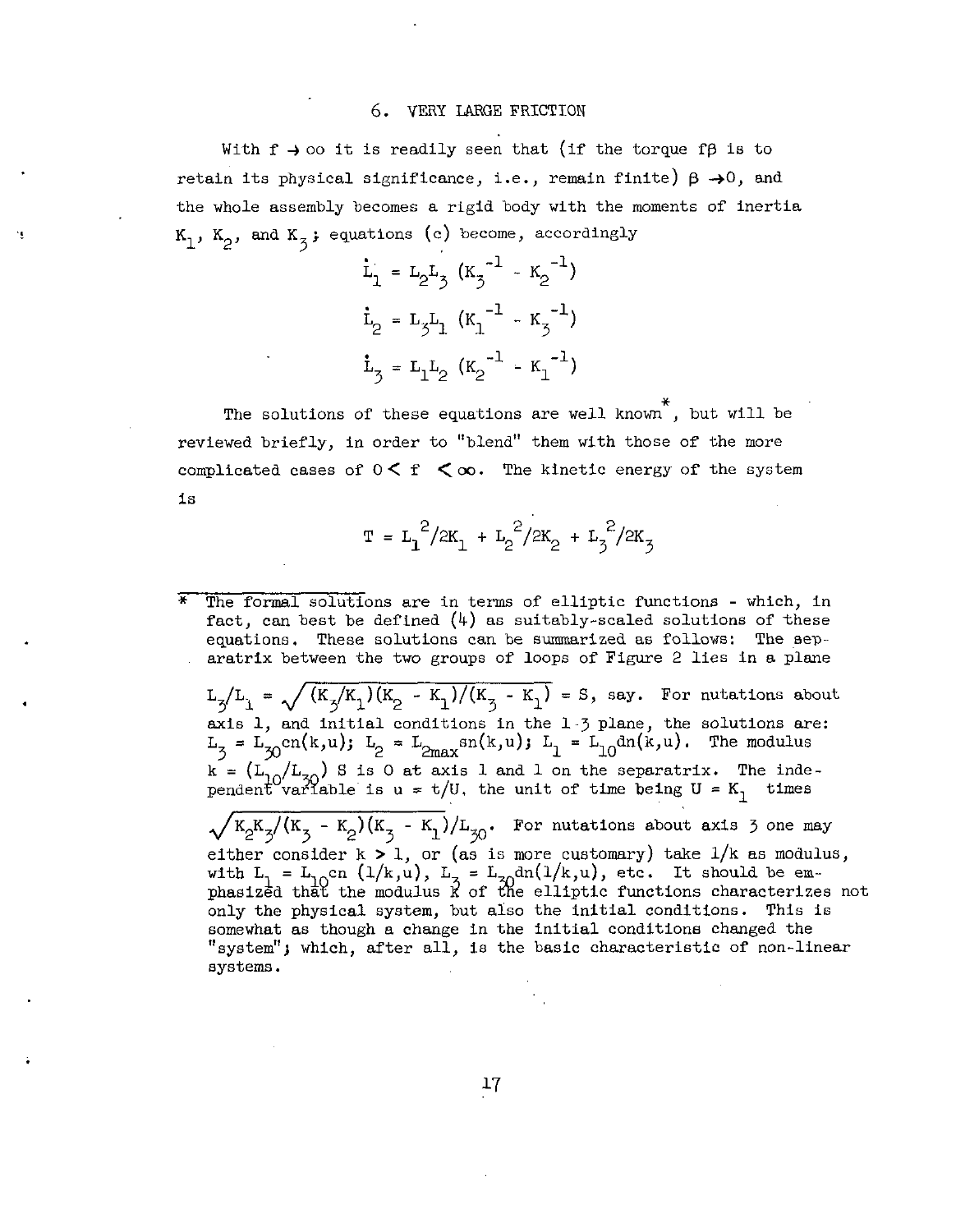## 6. VERY LARGE FRICTION

With $f \to \infty$ it is readily seen that (if the torque $f\beta$ is to retain its physical significance, i.e., remain finite) $\beta \to 0$, and the whole assembly becomes a rigid body with the moments of inertia $K_1$, $K_2$, and $K_3$; equations (c) become, accordingly

$$\dot{L}_1 = L_2 L_3 \left(K_3^{-1} - K_2^{-1}\right)$$

$$\dot{L}_2 = L_3 L_1 \left(K_1^{-1} - K_3^{-1}\right)$$

$$\dot{L}_3 = L_1 L_2 \left(K_2^{-1} - K_1^{-1}\right)$$

The solutions of these equations are well known*, but will be reviewed briefly, in order to "blend" them with those of the more complicated cases of $0 < f < \infty$. The kinetic energy of the system is

$$T = L_1^{\,2}/2K_1 + L_2^{\,2}/2K_2 + L_3^{\,2}/2K_3$$

---

* The formal solutions are in terms of elliptic functions - which, in fact, can best be defined (4) as suitably-scaled solutions of these equations. These solutions can be summarized as follows: The separatrix between the two groups of loops of Figure 2 lies in a plane $L_3/L_1 = \sqrt{(K_3/K_1)(K_2 - K_1)/(K_3 - K_1)} = S$, say. For nutations about axis 1, and initial conditions in the 1-3 plane, the solutions are: $L_3 = L_{30}\,\mathrm{cn}(k,u)$; $L_2 = L_{2max}\,\mathrm{sn}(k,u)$; $L_1 = L_{10}\,\mathrm{dn}(k,u)$. The modulus $k = (L_{10}/L_{30})\,S$ is 0 at axis 1 and 1 on the separatrix. The independent variable is $u = t/U$, the unit of time being $U = K_1$ times $\sqrt{K_2 K_3/(K_3 - K_2)(K_3 - K_1)}/L_{30}$. For nutations about axis 3 one may either consider $k > 1$, or (as is more customary) take $1/k$ as modulus, with $L_1 = L_{10}\,\mathrm{cn}\,(1/k,u)$, $L_3 = L_{30}\,\mathrm{dn}(1/k,u)$, etc. It should be emphasized that the modulus $k$ of the elliptic functions characterizes not only the physical system, but also the initial conditions. This is somewhat as though a change in the initial conditions changed the "system"; which, after all, is the basic characteristic of non-linear systems.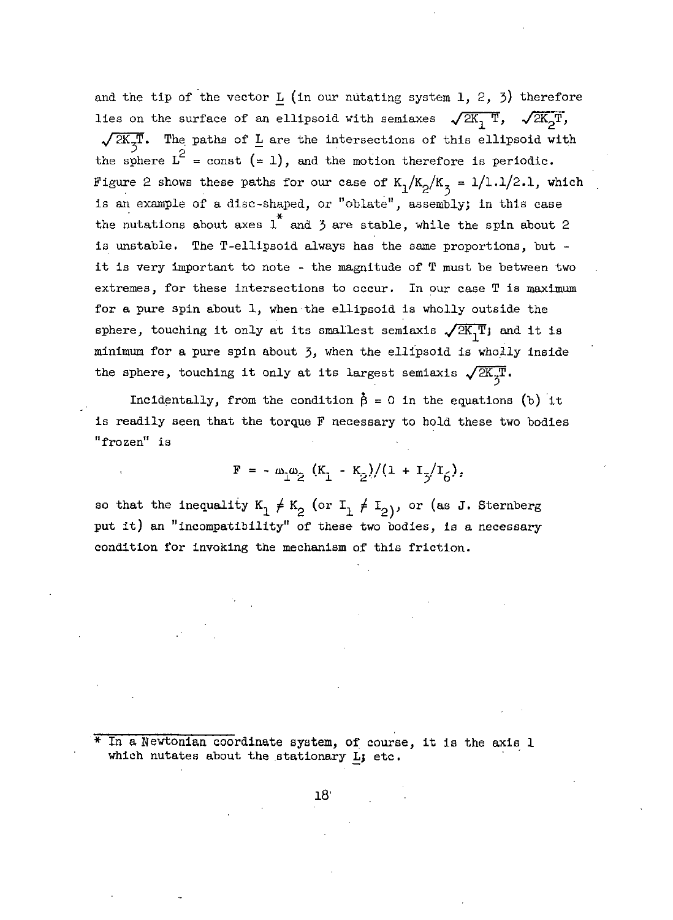and the tip of the vector $\underline{L}$ (in our nutating system 1, 2, 3) therefore lies on the surface of an ellipsoid with semiaxes $\sqrt{2K_1 T}$, $\sqrt{2K_2 T}$, $\sqrt{2K_3 T}$. The paths of $\underline{L}$ are the intersections of this ellipsoid with the sphere $L^2$ = const (= 1), and the motion therefore is periodic. Figure 2 shows these paths for our case of $K_1/K_2/K_3 = 1/1.1/2.1$, which is an example of a disc-shaped, or "oblate", assembly; in this case the nutations about axes 1* and 3 are stable, while the spin about 2 is unstable. The T-ellipsoid always has the same proportions, but - it is very important to note - the magnitude of T must be between two extremes, for these intersections to occur. In our case T is maximum for a pure spin about 1, when the ellipsoid is wholly outside the sphere, touching it only at its smallest semiaxis $\sqrt{2K_1 T}$; and it is minimum for a pure spin about 3, when the ellipsoid is wholly inside the sphere, touching it only at its largest semiaxis $\sqrt{2K_3 T}$.

Incidentally, from the condition $\dot{\beta} = 0$ in the equations (b) it is readily seen that the torque F necessary to hold these two bodies "frozen" is

$$F = - \omega_1 \omega_2 \, (K_1 - K_2)/(1 + I_3/I_6),$$

so that the inequality $K_1 \neq K_2$ (or $I_1 \neq I_2$), or (as J. Sternberg put it) an "incompatibility" of these two bodies, is a necessary condition for invoking the mechanism of this friction.

---

\* In a Newtonian coordinate system, of course, it is the axis 1 which nutates about the stationary $\underline{L}$; etc.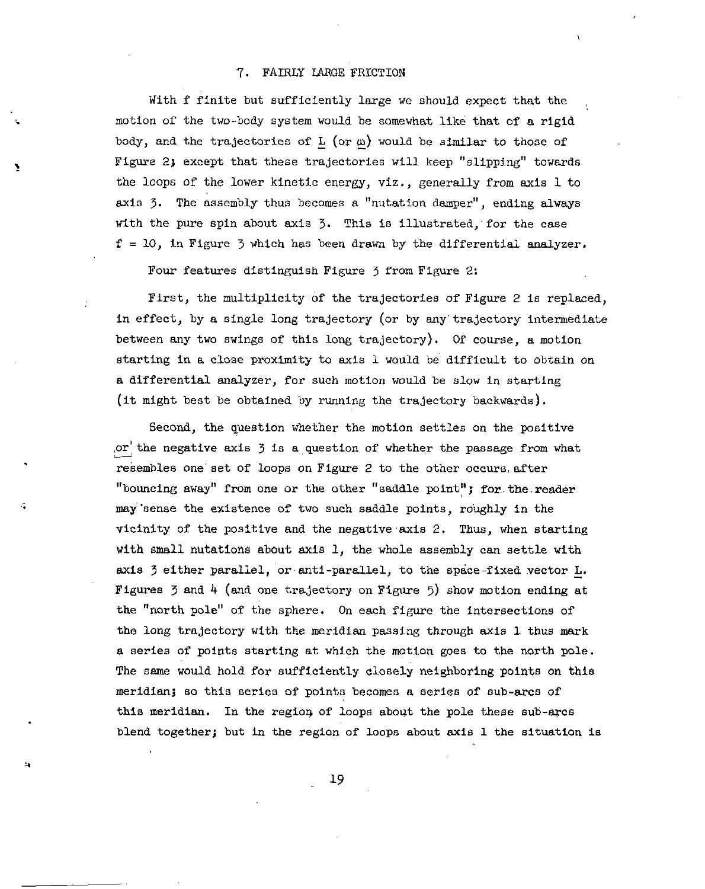## 7. FAIRLY LARGE FRICTION

With f finite but sufficiently large we should expect that the motion of the two-body system would be somewhat like that of a rigid body, and the trajectories of $\underline{L}$ (or $\underline{\omega}$) would be similar to those of Figure 2; except that these trajectories will keep "slipping" towards the loops of the lower kinetic energy, viz., generally from axis 1 to axis 3. The assembly thus becomes a "nutation damper", ending always with the pure spin about axis 3. This is illustrated, for the case $f = 10$, in Figure 3 which has been drawn by the differential analyzer.

Four features distinguish Figure 3 from Figure 2:

First, the multiplicity of the trajectories of Figure 2 is replaced, in effect, by a single long trajectory (or by any trajectory intermediate between any two swings of this long trajectory). Of course, a motion starting in a close proximity to axis 1 would be difficult to obtain on a differential analyzer, for such motion would be slow in starting (it might best be obtained by running the trajectory backwards).

Second, the question whether the motion settles on the positive or the negative axis 3 is a question of whether the passage from what resembles one set of loops on Figure 2 to the other occurs after "bouncing away" from one or the other "saddle point"; for the reader may sense the existence of two such saddle points, roughly in the vicinity of the positive and the negative axis 2. Thus, when starting with small nutations about axis 1, the whole assembly can settle with axis 3 either parallel, or anti-parallel, to the space-fixed vector $\underline{L}$. Figures 3 and 4 (and one trajectory on Figure 5) show motion ending at the "north pole" of the sphere. On each figure the intersections of the long trajectory with the meridian passing through axis 1 thus mark a series of points starting at which the motion goes to the north pole. The same would hold for sufficiently closely neighboring points on this meridian; so this series of points becomes a series of sub-arcs of this meridian. In the region of loops about the pole these sub-arcs blend together; but in the region of loops about axis 1 the situation is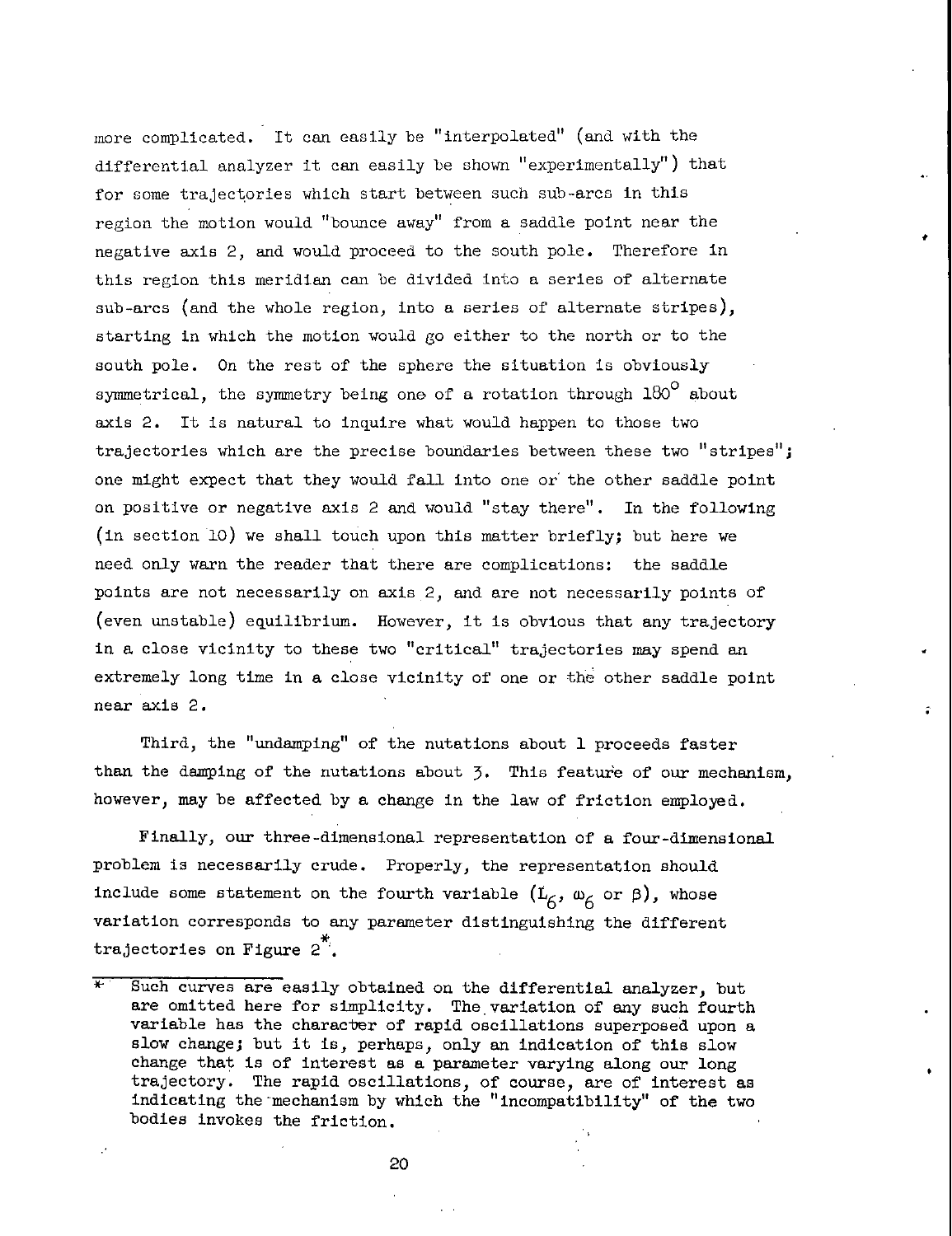more complicated. It can easily be "interpolated" (and with the differential analyzer it can easily be shown "experimentally") that for some trajectories which start between such sub-arcs in this region the motion would "bounce away" from a saddle point near the negative axis 2, and would proceed to the south pole. Therefore in this region this meridian can be divided into a series of alternate sub-arcs (and the whole region, into a series of alternate stripes), starting in which the motion would go either to the north or to the south pole. On the rest of the sphere the situation is obviously symmetrical, the symmetry being one of a rotation through 180° about axis 2. It is natural to inquire what would happen to those two trajectories which are the precise boundaries between these two "stripes"; one might expect that they would fall into one or the other saddle point on positive or negative axis 2 and would "stay there". In the following (in section 10) we shall touch upon this matter briefly; but here we need only warn the reader that there are complications: the saddle points are not necessarily on axis 2, and are not necessarily points of (even unstable) equilibrium. However, it is obvious that any trajectory in a close vicinity to these two "critical" trajectories may spend an extremely long time in a close vicinity of one or the other saddle point near axis 2.

Third, the "undamping" of the nutations about 1 proceeds faster than the damping of the nutations about 3. This feature of our mechanism, however, may be affected by a change in the law of friction employed.

Finally, our three-dimensional representation of a four-dimensional problem is necessarily crude. Properly, the representation should include some statement on the fourth variable ($L_6$, $\omega_6$ or $\beta$), whose variation corresponds to any parameter distinguishing the different trajectories on Figure 2*.

---

\* Such curves are easily obtained on the differential analyzer, but are omitted here for simplicity. The variation of any such fourth variable has the character of rapid oscillations superposed upon a slow change; but it is, perhaps, only an indication of this slow change that is of interest as a parameter varying along our long trajectory. The rapid oscillations, of course, are of interest as indicating the mechanism by which the "incompatibility" of the two bodies invokes the friction.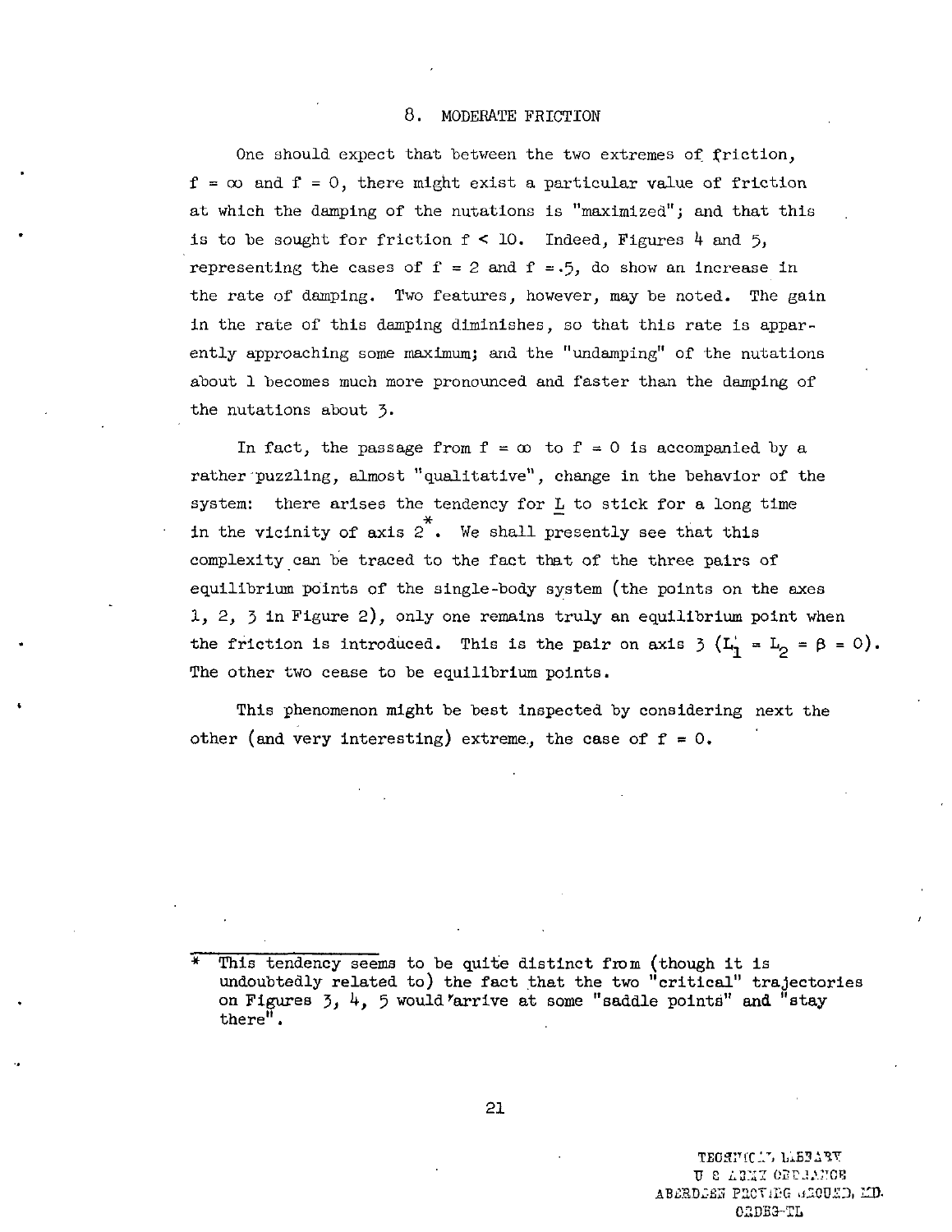## 8. MODERATE FRICTION

One should expect that between the two extremes of friction, $f = \infty$ and $f = 0$, there might exist a particular value of friction at which the damping of the nutations is "maximized"; and that this is to be sought for friction $f < 10$. Indeed, Figures 4 and 5, representing the cases of $f = 2$ and $f = .5$, do show an increase in the rate of damping. Two features, however, may be noted. The gain in the rate of this damping diminishes, so that this rate is apparently approaching some maximum; and the "undamping" of the nutations about 1 becomes much more pronounced and faster than the damping of the nutations about 3.

In fact, the passage from $f = \infty$ to $f = 0$ is accompanied by a rather puzzling, almost "qualitative", change in the behavior of the system: there arises the tendency for $\underline{L}$ to stick for a long time in the vicinity of axis 2*. We shall presently see that this complexity can be traced to the fact that of the three pairs of equilibrium points of the single-body system (the points on the axes 1, 2, 3 in Figure 2), only one remains truly an equilibrium point when the friction is introduced. This is the pair on axis 3 ($L_1 = L_2 = \beta = 0$). The other two cease to be equilibrium points.

This phenomenon might be best inspected by considering next the other (and very interesting) extreme, the case of $f = 0$.

---

\* This tendency seems to be quite distinct from (though it is undoubtedly related to) the fact that the two "critical" trajectories on Figures 3, 4, 5 would arrive at some "saddle points" and "stay there".

TECHNICAL LIBRARY
U S ARMY ORDNANCE
ABERDEEN PROVING GROUND, MD.
ORDBG-TL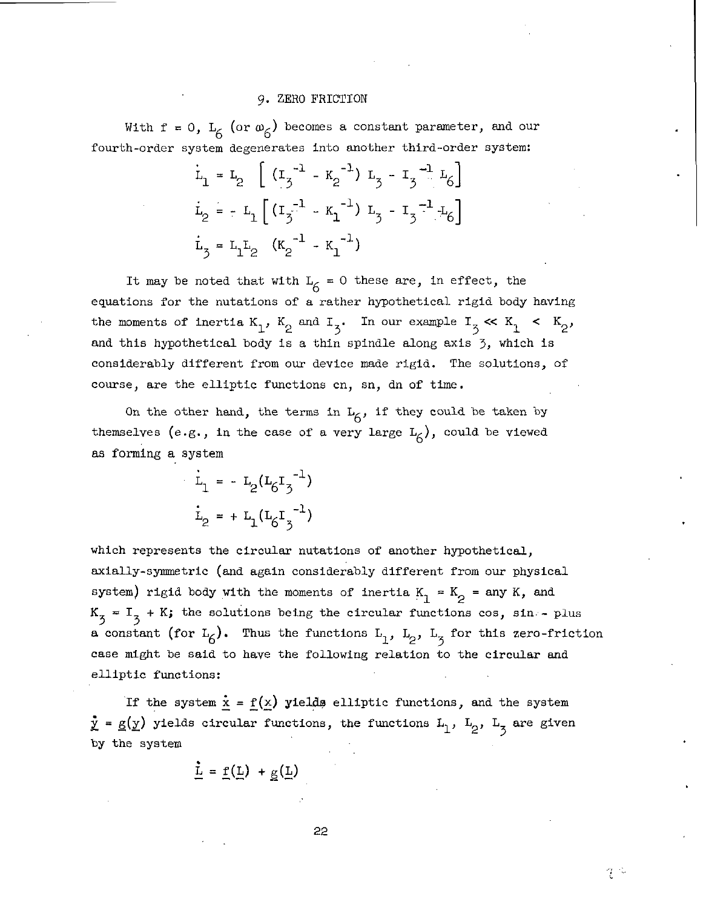## 9. ZERO FRICTION

With $f = 0$, $L_6$ (or $\omega_6$) becomes a constant parameter, and our fourth-order system degenerates into another third-order system:

$$\dot{L}_1 = L_2 \left[ (I_3^{-1} - K_2^{-1}) L_3 - I_3^{-1} L_6 \right]$$

$$\dot{L}_2 = - L_1 \left[ (I_3^{-1} - K_1^{-1}) L_3 - I_3^{-1} L_6 \right]$$

$$\dot{L}_3 = L_1 L_2 \ (K_2^{-1} - K_1^{-1})$$

It may be noted that with $L_6 = 0$ these are, in effect, the equations for the nutations of a rather hypothetical rigid body having the moments of inertia $K_1$, $K_2$ and $I_3$. In our example $I_3 \ll K_1 < K_2$, and this hypothetical body is a thin spindle along axis 3, which is considerably different from our device made rigid. The solutions, of course, are the elliptic functions cn, sn, dn of time.

On the other hand, the terms in $L_6$, if they could be taken by themselves (e.g., in the case of a very large $L_6$), could be viewed as forming a system

$$\dot{L}_1 = - L_2 (L_6 I_3^{-1})$$

$$\dot{L}_2 = + L_1 (L_6 I_3^{-1})$$

which represents the circular nutations of another hypothetical, axially-symmetric (and again considerably different from our physical system) rigid body with the moments of inertia $K_1 = K_2 =$ any $K$, and $K_3 = I_3 + K$; the solutions being the circular functions cos, sin - plus a constant (for $L_6$). Thus the functions $L_1$, $L_2$, $L_3$ for this zero-friction case might be said to have the following relation to the circular and elliptic functions:

If the system $\dot{\underline{x}} = \underline{f}(\underline{x})$ yields elliptic functions, and the system $\dot{\underline{y}} = \underline{g}(\underline{y})$ yields circular functions, the functions $L_1$, $L_2$, $L_3$ are given by the system

$$\dot{\underline{L}} = \underline{f}(\underline{L}) + \underline{g}(\underline{L})$$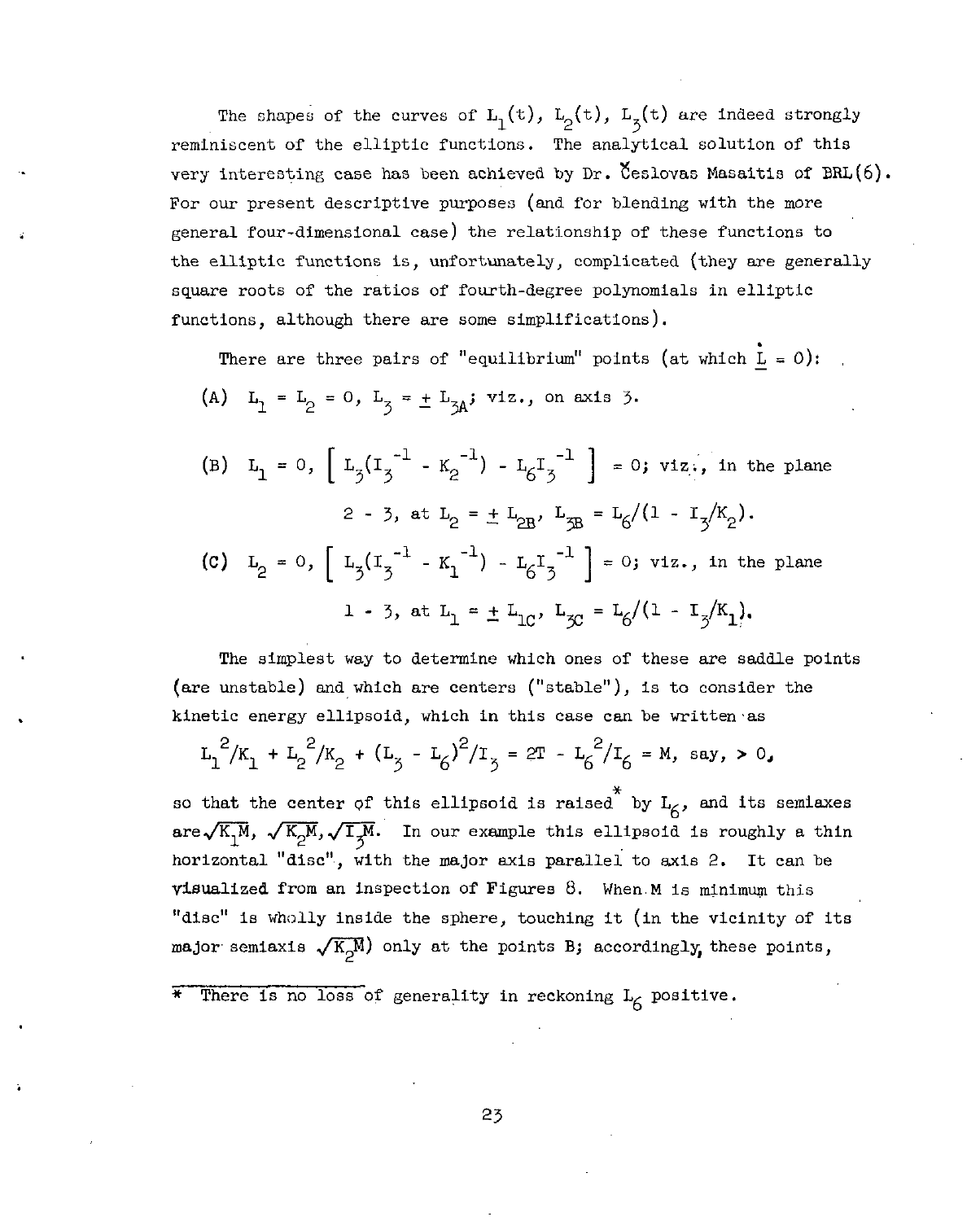The shapes of the curves of $L_1(t)$, $L_2(t)$, $L_3(t)$ are indeed strongly reminiscent of the elliptic functions. The analytical solution of this very interesting case has been achieved by Dr. Česlovas Masaitis of BRL(6). For our present descriptive purposes (and for blending with the more general four-dimensional case) the relationship of these functions to the elliptic functions is, unfortunately, complicated (they are generally square roots of the ratios of fourth-degree polynomials in elliptic functions, although there are some simplifications).

There are three pairs of "equilibrium" points (at which $\dot{\underline{L}} = 0$):

(A) $L_1 = L_2 = 0$, $L_3 = \pm L_{3A}$; viz., on axis 3.

(B) $L_1 = 0$, $\left[ L_3(I_3^{-1} - K_2^{-1}) - L_6 I_3^{-1} \right] = 0$; viz., in the plane 2 - 3, at $L_2 = \pm L_{2B}$, $L_{3B} = L_6/(1 - I_3/K_2)$.

(C) $L_2 = 0$, $\left[ L_3(I_3^{-1} - K_1^{-1}) - L_6 I_3^{-1} \right] = 0$; viz., in the plane 1 - 3, at $L_1 = \pm L_{1C}$, $L_{3C} = L_6/(1 - I_3/K_1)$.

The simplest way to determine which ones of these are saddle points (are unstable) and which are centers ("stable"), is to consider the kinetic energy ellipsoid, which in this case can be written as

$$L_1^2/K_1 + L_2^2/K_2 + (L_3 - L_6)^2/I_3 = 2T - L_6^2/I_6 = M, \text{ say, } > 0,$$

so that the center of this ellipsoid is raised* by $L_6$, and its semiaxes are $\sqrt{K_1 M}$, $\sqrt{K_2 M}$, $\sqrt{I_3 M}$. In our example this ellipsoid is roughly a thin horizontal "disc", with the major axis parallel to axis 2. It can be visualized from an inspection of Figures 8. When M is minimum this "disc" is wholly inside the sphere, touching it (in the vicinity of its major semiaxis $\sqrt{K_2 M}$) only at the points B; accordingly, these points,

---

\* There is no loss of generality in reckoning $L_6$ positive.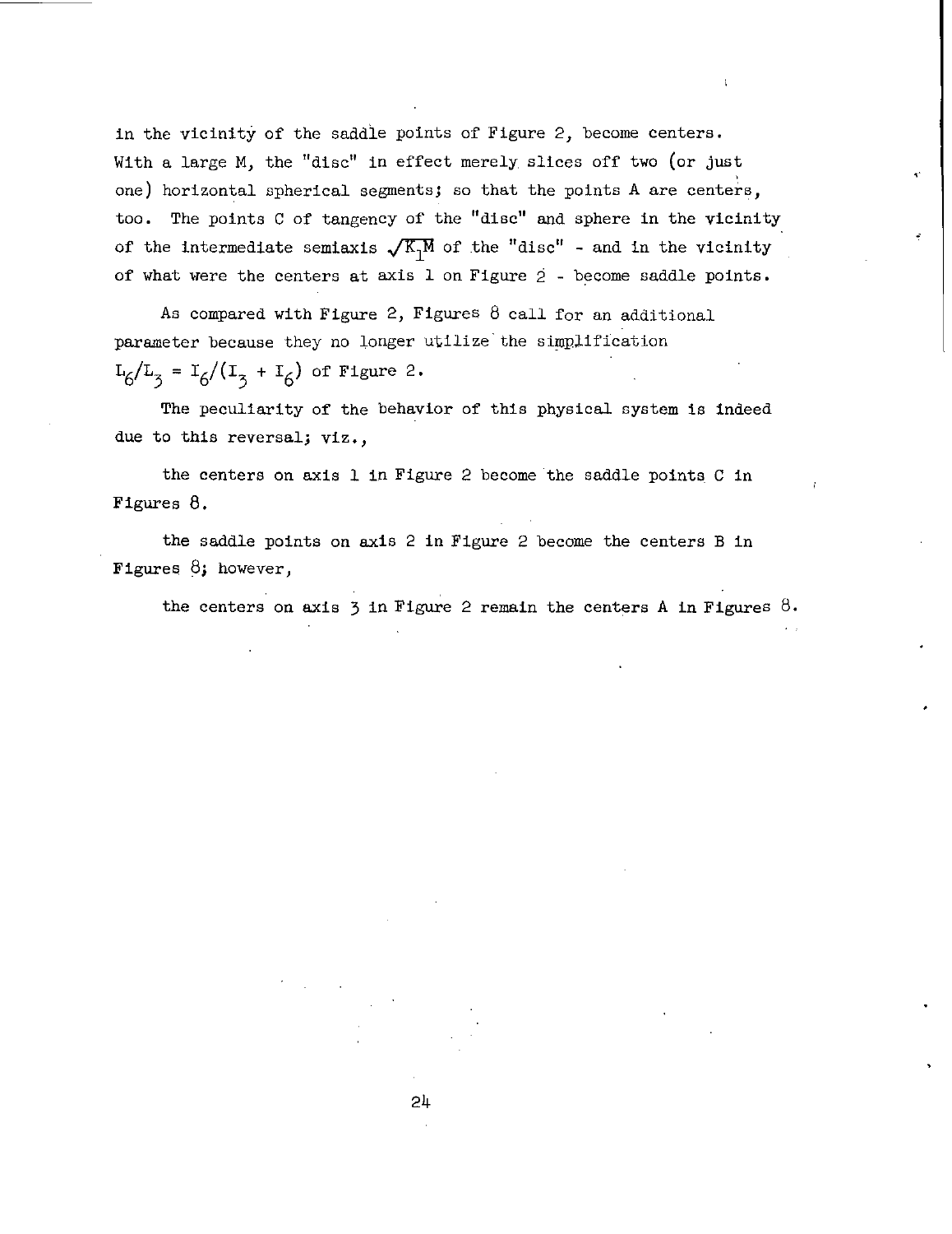in the vicinity of the saddle points of Figure 2, become centers. With a large M, the "disc" in effect merely slices off two (or just one) horizontal spherical segments; so that the points A are centers, too. The points C of tangency of the "disc" and sphere in the vicinity of the intermediate semiaxis $\sqrt{K_1 M}$ of the "disc" - and in the vicinity of what were the centers at axis 1 on Figure 2 - become saddle points.

As compared with Figure 2, Figures 8 call for an additional parameter because they no longer utilize the simplification $L_6/L_3 = I_6/(I_3 + I_6)$ of Figure 2.

The peculiarity of the behavior of this physical system is indeed due to this reversal; viz.,

the centers on axis 1 in Figure 2 become the saddle points C in Figures 8.

the saddle points on axis 2 in Figure 2 become the centers B in Figures 8; however,

the centers on axis 3 in Figure 2 remain the centers A in Figures 8.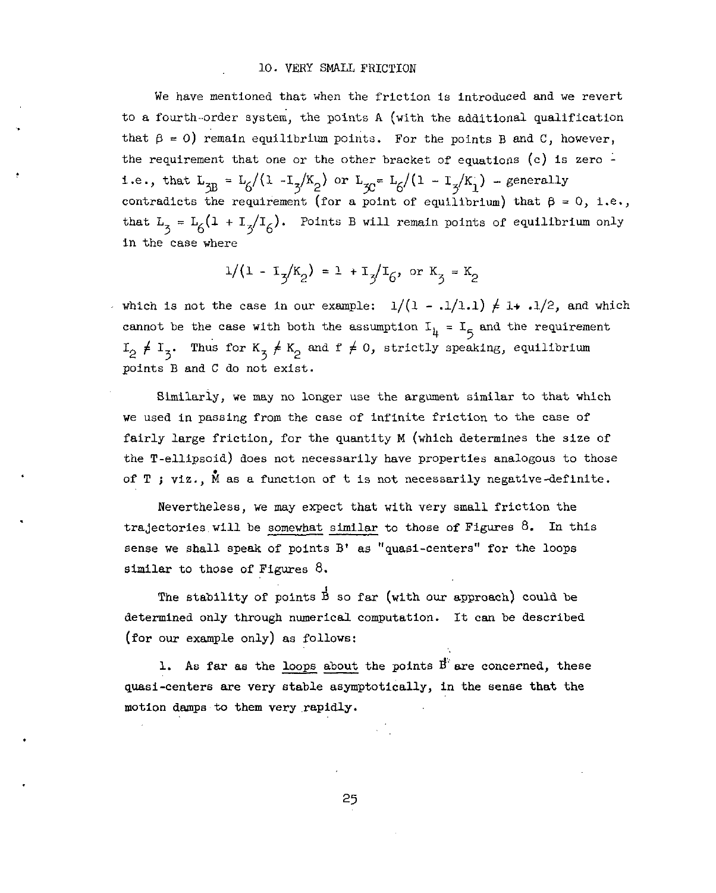## 10. VERY SMALL FRICTION

We have mentioned that when the friction is introduced and we revert to a fourth-order system, the points A (with the additional qualification that $\beta = 0$) remain equilibrium points. For the points B and C, however, the requirement that one or the other bracket of equations (c) is zero - i.e., that $L_{3B} = L_6/(1 - I_3/K_2)$ or $L_{3C} = L_6/(1 - I_3/K_1)$ - generally contradicts the requirement (for a point of equilibrium) that $\beta = 0$, i.e., that $L_3 = L_6(1 + I_3/I_6)$. Points B will remain points of equilibrium only in the case where

$$1/(1 - I_3/K_2) = 1 + I_3/I_6, \text{ or } K_3 = K_2$$

which is not the case in our example: $1/(1 - .1/1.1) \neq 1 + .1/2$, and which cannot be the case with both the assumption $I_4 = I_5$ and the requirement $I_2 \neq I_3$. Thus for $K_3 \neq K_2$ and $f \neq 0$, strictly speaking, equilibrium points B and C do not exist.

Similarly, we may no longer use the argument similar to that which we used in passing from the case of infinite friction to the case of fairly large friction, for the quantity M (which determines the size of the T-ellipsoid) does not necessarily have properties analogous to those of T ; viz., $\dot{M}$ as a function of t is not necessarily negative-definite.

Nevertheless, we may expect that with very small friction the trajectories will be <u>somewhat similar</u> to those of Figures 8. In this sense we shall speak of points B' as "quasi-centers" for the loops similar to those of Figures 8.

The stability of points B' so far (with our approach) could be determined only through numerical computation. It can be described (for our example only) as follows:

1. As far as the <u>loops about</u> the points B' are concerned, these quasi-centers are very stable asymptotically, in the sense that the motion damps to them very rapidly.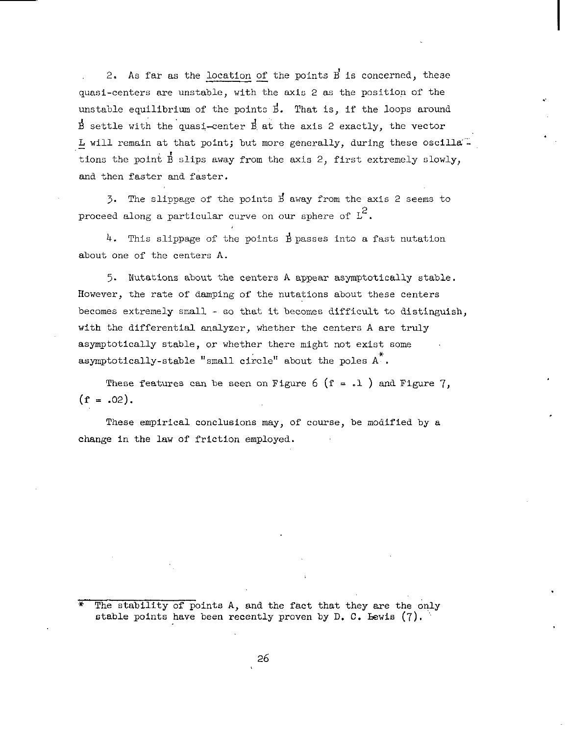2. As far as the <u>location of</u> the points $B'$ is concerned, these quasi-centers are unstable, with the axis 2 as the position of the unstable equilibrium of the points $B'$. That is, if the loops around $B'$ settle with the quasi-center $B'$ at the axis 2 exactly, the vector $\underline{L}$ will remain at that point; but more generally, during these oscillations the point $B'$ slips away from the axis 2, first extremely slowly, and then faster and faster.

3. The slippage of the points $B'$ away from the axis 2 seems to proceed along a particular curve on our sphere of $L^2$.

4. This slippage of the points $B'$ passes into a fast nutation about one of the centers A.

5. Nutations about the centers A appear asymptotically stable. However, the rate of damping of the nutations about these centers becomes extremely small - so that it becomes difficult to distinguish, with the differential analyzer, whether the centers A are truly asymptotically stable, or whether there might not exist some asymptotically-stable "small circle" about the poles A*.

These features can be seen on Figure 6 ($f = .1$) and Figure 7, ($f = .02$).

These empirical conclusions may, of course, be modified by a change in the law of friction employed.

---

* The stability of points A, and the fact that they are the only stable points have been recently proven by D. C. Lewis (7).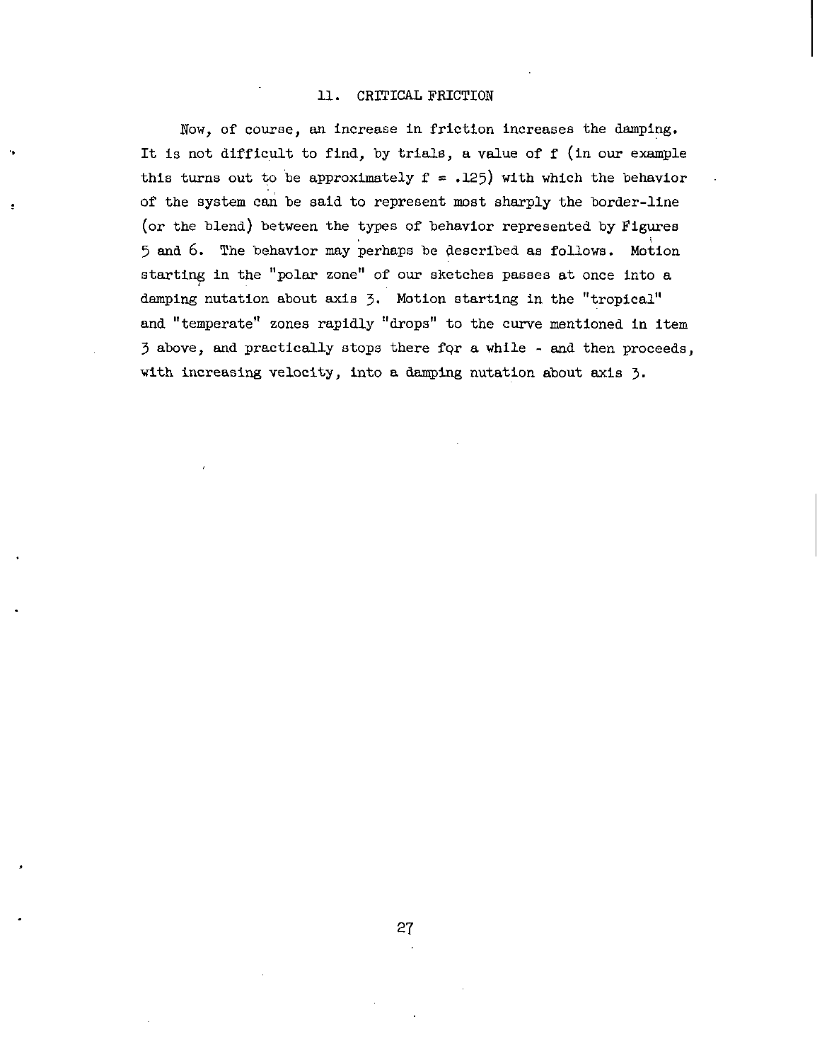## 11. CRITICAL FRICTION

Now, of course, an increase in friction increases the damping. It is not difficult to find, by trials, a value of f (in our example this turns out to be approximately $f = .125$) with which the behavior of the system can be said to represent most sharply the border-line (or the blend) between the types of behavior represented by Figures 5 and 6. The behavior may perhaps be described as follows. Motion starting in the "polar zone" of our sketches passes at once into a damping nutation about axis 3. Motion starting in the "tropical" and "temperate" zones rapidly "drops" to the curve mentioned in item 3 above, and practically stops there for a while - and then proceeds, with increasing velocity, into a damping nutation about axis 3.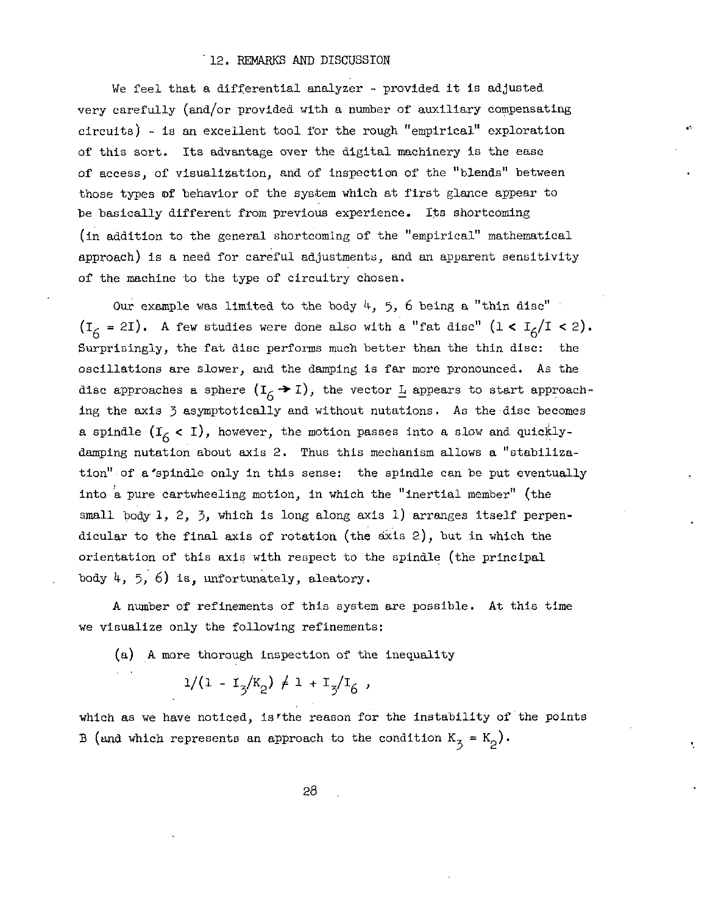## 12. REMARKS AND DISCUSSION

We feel that a differential analyzer - provided it is adjusted very carefully (and/or provided with a number of auxiliary compensating circuits) - is an excellent tool for the rough "empirical" exploration of this sort. Its advantage over the digital machinery is the ease of access, of visualization, and of inspection of the "blends" between those types of behavior of the system which at first glance appear to be basically different from previous experience. Its shortcoming (in addition to the general shortcoming of the "empirical" mathematical approach) is a need for careful adjustments, and an apparent sensitivity of the machine to the type of circuitry chosen.

Our example was limited to the body 4, 5, 6 being a "thin disc" ($I_6 = 2I$). A few studies were done also with a "fat disc" ($1 < I_6/I < 2$). Surprisingly, the fat disc performs much better than the thin disc: the oscillations are slower, and the damping is far more pronounced. As the disc approaches a sphere ($I_6 \rightarrow I$), the vector $\underline{L}$ appears to start approaching the axis 3 asymptotically and without nutations. As the disc becomes a spindle ($I_6 < I$), however, the motion passes into a slow and quickly-damping nutation about axis 2. Thus this mechanism allows a "stabilization" of a spindle only in this sense: the spindle can be put eventually into a pure cartwheeling motion, in which the "inertial member" (the small body 1, 2, 3, which is long along axis 1) arranges itself perpendicular to the final axis of rotation (the axis 2), but in which the orientation of this axis with respect to the spindle (the principal body 4, 5, 6) is, unfortunately, aleatory.

A number of refinements of this system are possible. At this time we visualize only the following refinements:

(a) A more thorough inspection of the inequality

$$1/(1 - I_3/K_2) \neq 1 + I_3/I_6 ,$$

which as we have noticed, is the reason for the instability of the points B (and which represents an approach to the condition $K_3 = K_2$).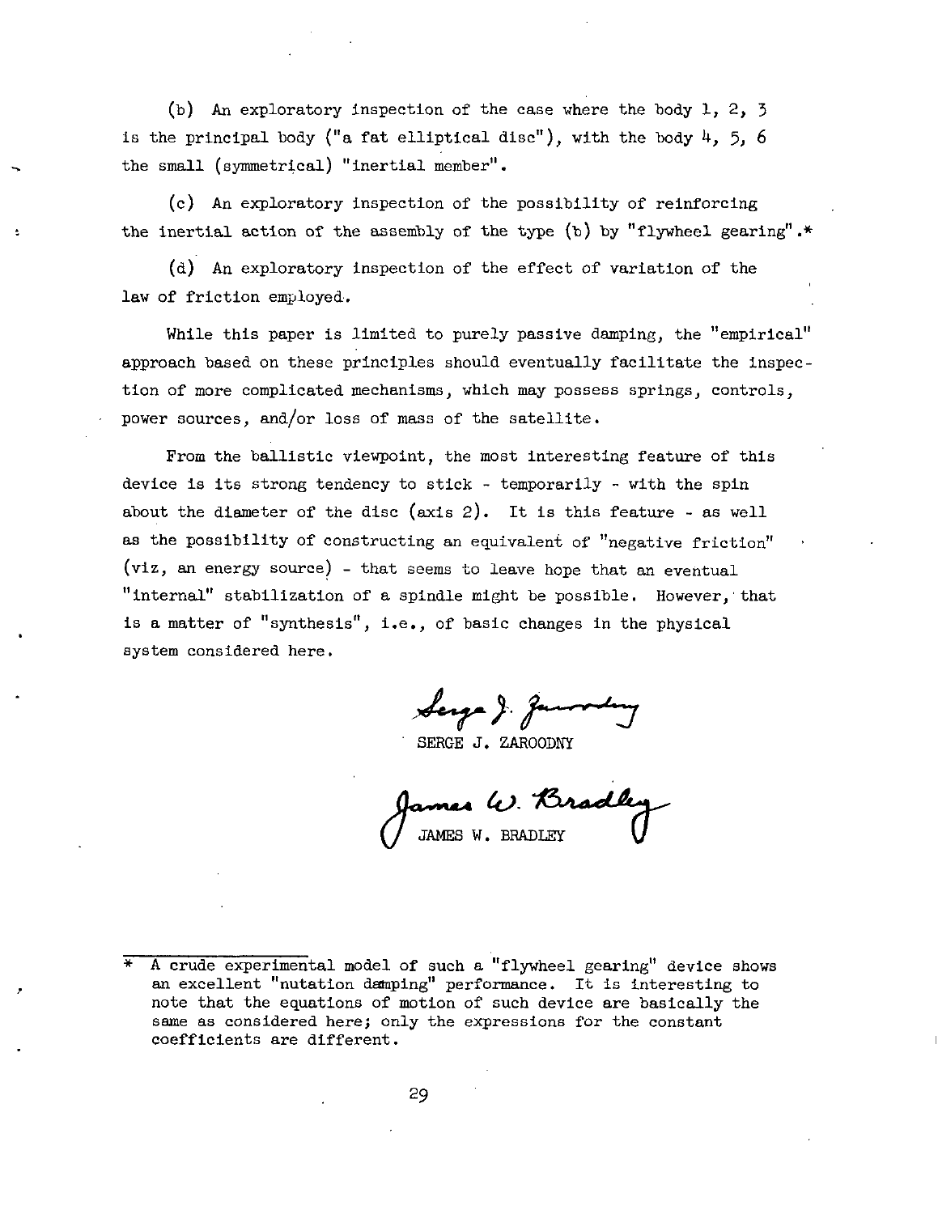(b) An exploratory inspection of the case where the body 1, 2, 3 is the principal body ("a fat elliptical disc"), with the body 4, 5, 6 the small (symmetrical) "inertial member".

(c) An exploratory inspection of the possibility of reinforcing the inertial action of the assembly of the type (b) by "flywheel gearing".*

(d) An exploratory inspection of the effect of variation of the law of friction employed.

While this paper is limited to purely passive damping, the "empirical" approach based on these principles should eventually facilitate the inspection of more complicated mechanisms, which may possess springs, controls, power sources, and/or loss of mass of the satellite.

From the ballistic viewpoint, the most interesting feature of this device is its strong tendency to stick - temporarily - with the spin about the diameter of the disc (axis 2). It is this feature - as well as the possibility of constructing an equivalent of "negative friction" (viz, an energy source) - that seems to leave hope that an eventual "internal" stabilization of a spindle might be possible. However, that is a matter of "synthesis", i.e., of basic changes in the physical system considered here.

SERGE J. ZAROODNY

JAMES W. BRADLEY

---

* A crude experimental model of such a "flywheel gearing" device shows an excellent "nutation damping" performance. It is interesting to note that the equations of motion of such device are basically the same as considered here; only the expressions for the constant coefficients are different.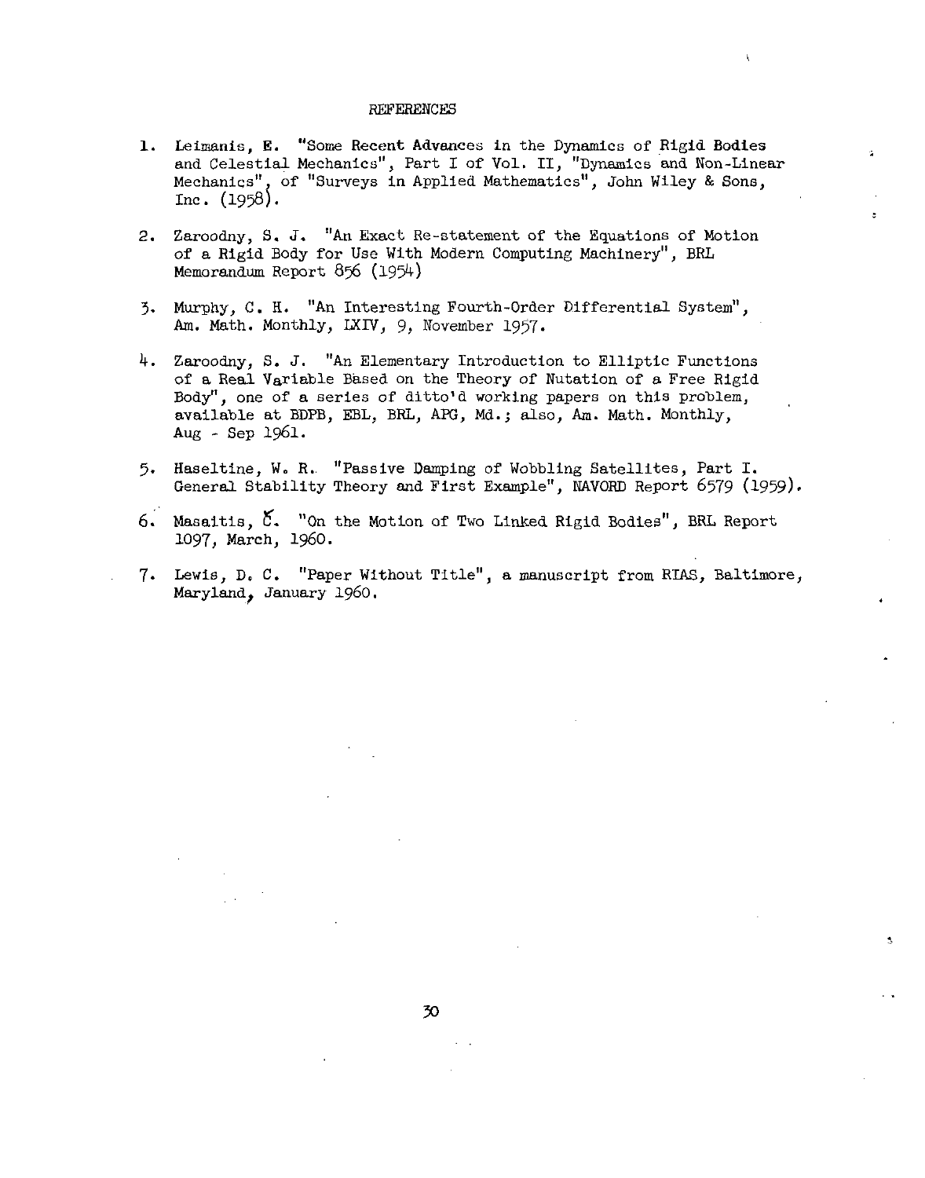# REFERENCES

1. Leimanis, E. "Some Recent Advances in the Dynamics of Rigid Bodies and Celestial Mechanics", Part I of Vol. II, "Dynamics and Non-Linear Mechanics", of "Surveys in Applied Mathematics", John Wiley & Sons, Inc. (1958).

2. Zaroodny, S. J. "An Exact Re-statement of the Equations of Motion of a Rigid Body for Use With Modern Computing Machinery", BRL Memorandum Report 856 (1954)

3. Murphy, C. H. "An Interesting Fourth-Order Differential System", Am. Math. Monthly, LXIV, 9, November 1957.

4. Zaroodny, S. J. "An Elementary Introduction to Elliptic Functions of a Real Variable Based on the Theory of Nutation of a Free Rigid Body", one of a series of ditto'd working papers on this problem, available at BDPB, EBL, BRL, APG, Md.; also, Am. Math. Monthly, Aug - Sep 1961.

5. Haseltine, W. R. "Passive Damping of Wobbling Satellites, Part I. General Stability Theory and First Example", NAVORD Report 6579 (1959).

6. Masaitis, Č. "On the Motion of Two Linked Rigid Bodies", BRL Report 1097, March, 1960.

7. Lewis, D. C. "Paper Without Title", a manuscript from RIAS, Baltimore, Maryland, January 1960.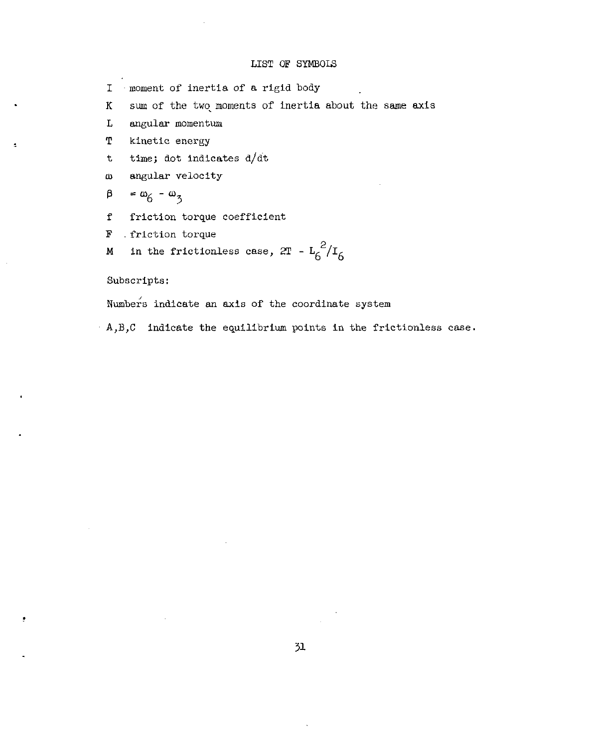## LIST OF SYMBOLS

$I$ moment of inertia of a rigid body

$K$ sum of the two moments of inertia about the same axis

$L$ angular momentum

$T$ kinetic energy

$t$ time; dot indicates $d/dt$

$\omega$ angular velocity

$\beta$ $= \omega_6 - \omega_3$

$f$ friction torque coefficient

$F$ friction torque

$M$ in the frictionless case, $2T - L_6^2/I_6$

Subscripts:

Numbers indicate an axis of the coordinate system

A,B,C indicate the equilibrium points in the frictionless case.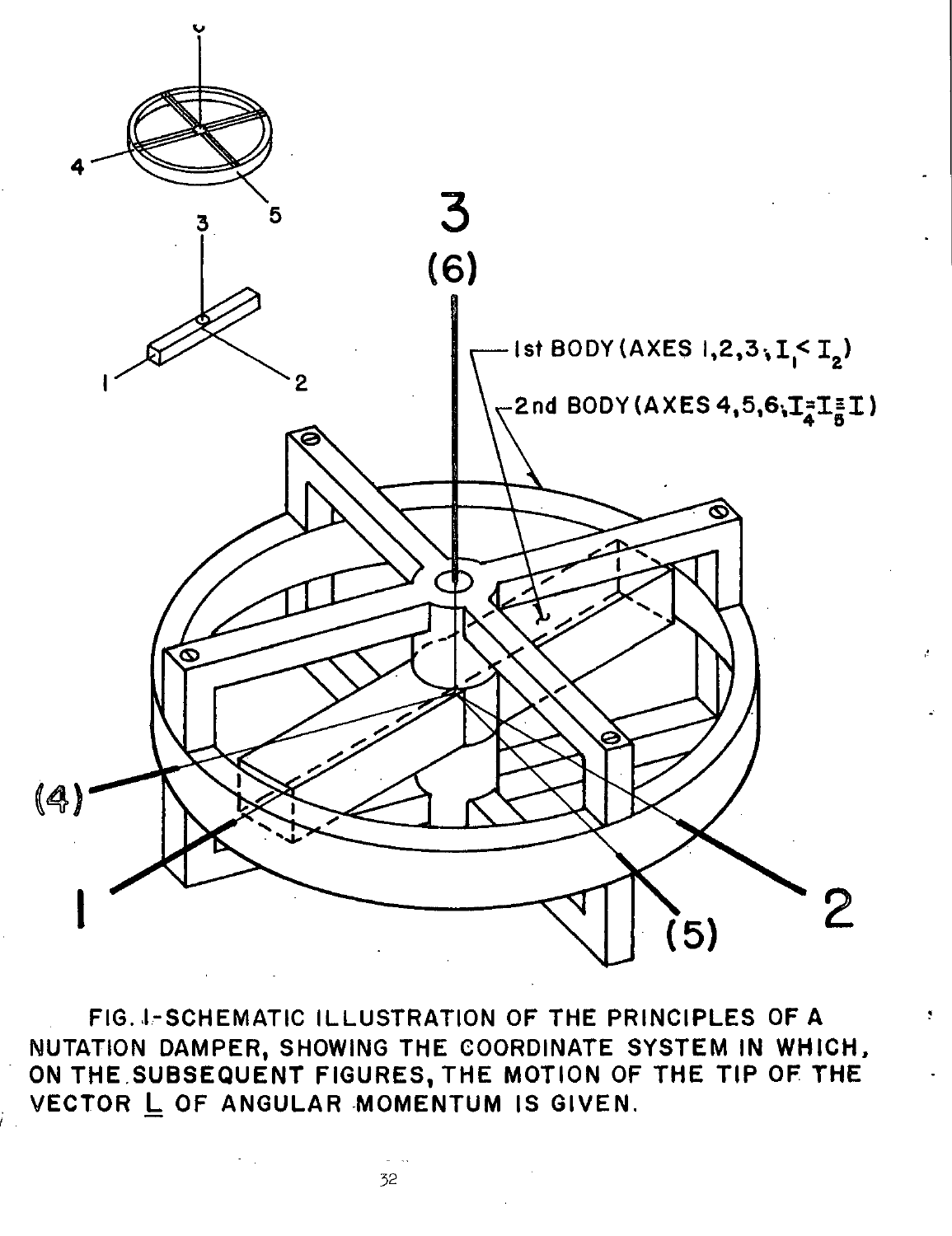FIG. 1-SCHEMATIC ILLUSTRATION OF THE PRINCIPLES OF A NUTATION DAMPER, SHOWING THE COORDINATE SYSTEM IN WHICH, ON THE SUBSEQUENT FIGURES, THE MOTION OF THE TIP OF THE VECTOR $\underline{L}$ OF ANGULAR MOMENTUM IS GIVEN.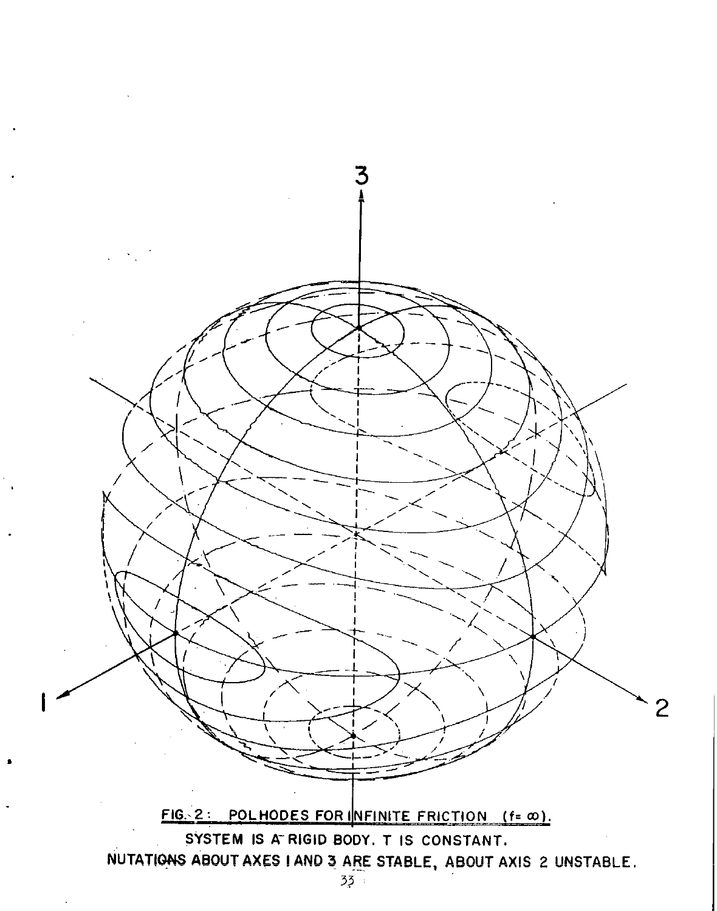FIG. 2: POLHODES FOR INFINITE FRICTION ($f = \infty$).

SYSTEM IS A RIGID BODY. T IS CONSTANT.

NUTATIONS ABOUT AXES 1 AND 3 ARE STABLE, ABOUT AXIS 2 UNSTABLE.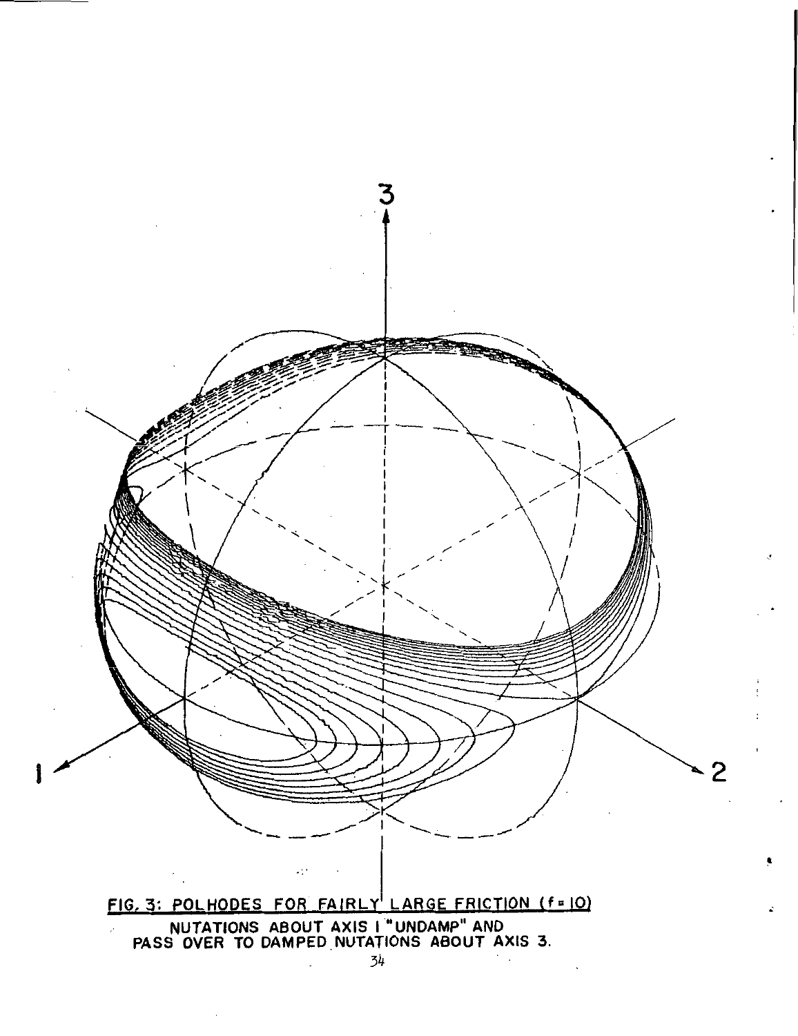FIG. 3: POLHODES FOR FAIRLY LARGE FRICTION (f = 10)

NUTATIONS ABOUT AXIS 1 "UNDAMP" AND PASS OVER TO DAMPED NUTATIONS ABOUT AXIS 3.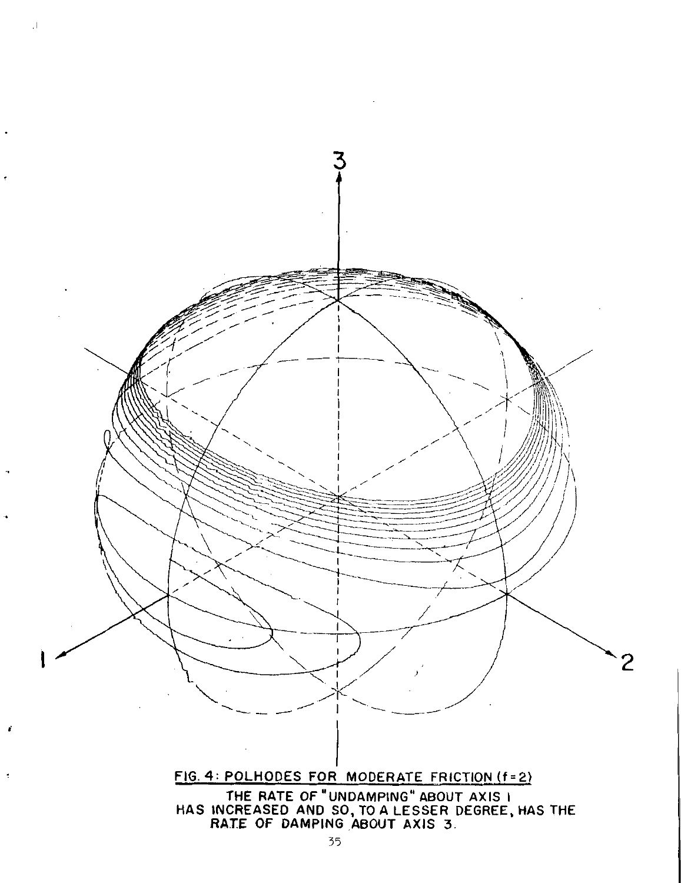FIG. 4: POLHODES FOR MODERATE FRICTION (f=2)

THE RATE OF "UNDAMPING" ABOUT AXIS 1 HAS INCREASED AND SO, TO A LESSER DEGREE, HAS THE RATE OF DAMPING ABOUT AXIS 3.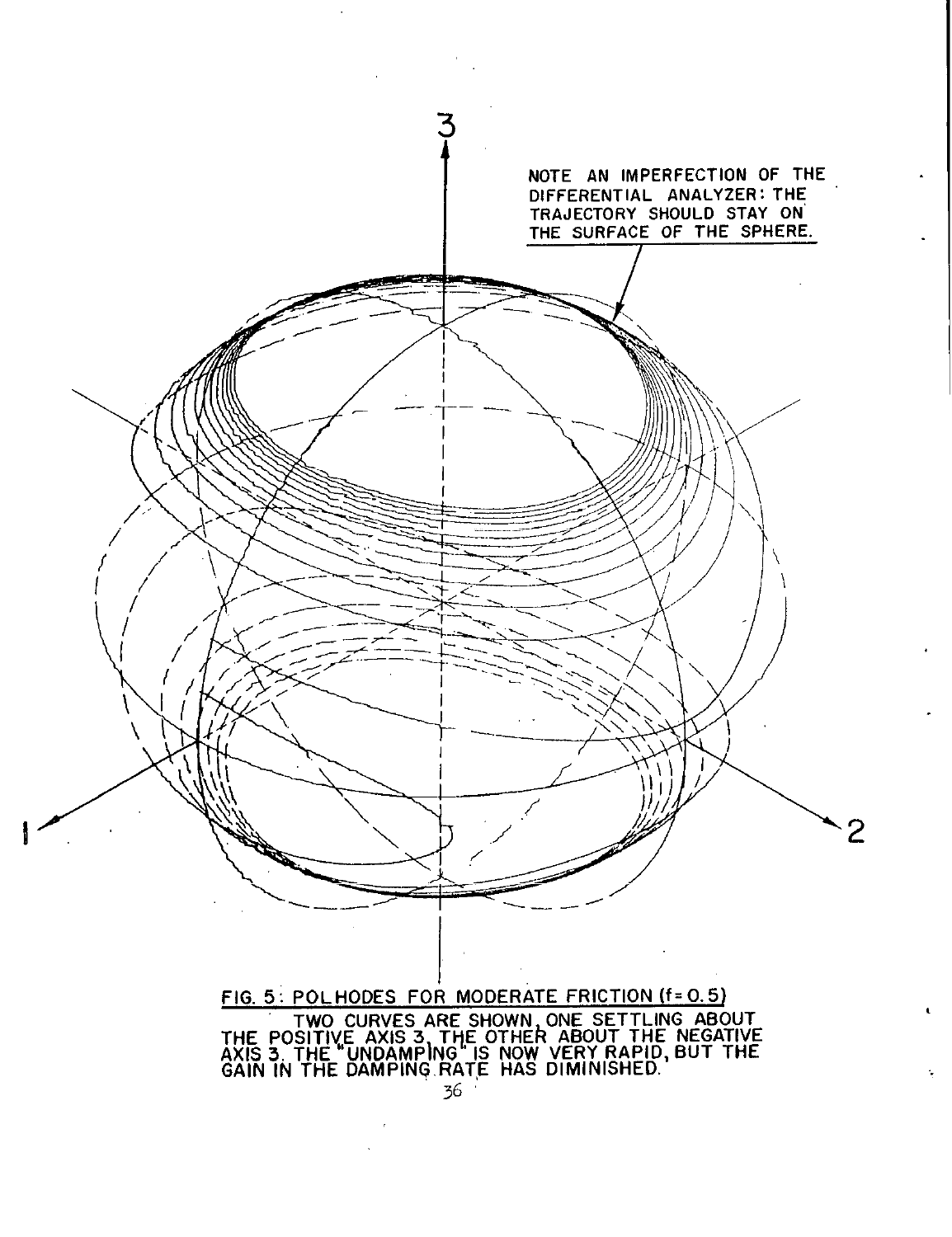NOTE AN IMPERFECTION OF THE DIFFERENTIAL ANALYZER: THE TRAJECTORY SHOULD STAY ON THE SURFACE OF THE SPHERE.

FIG. 5: POLHODES FOR MODERATE FRICTION (f = 0.5)

TWO CURVES ARE SHOWN, ONE SETTLING ABOUT THE POSITIVE AXIS 3, THE OTHER ABOUT THE NEGATIVE AXIS 3. THE "UNDAMPING" IS NOW VERY RAPID, BUT THE GAIN IN THE DAMPING RATE HAS DIMINISHED.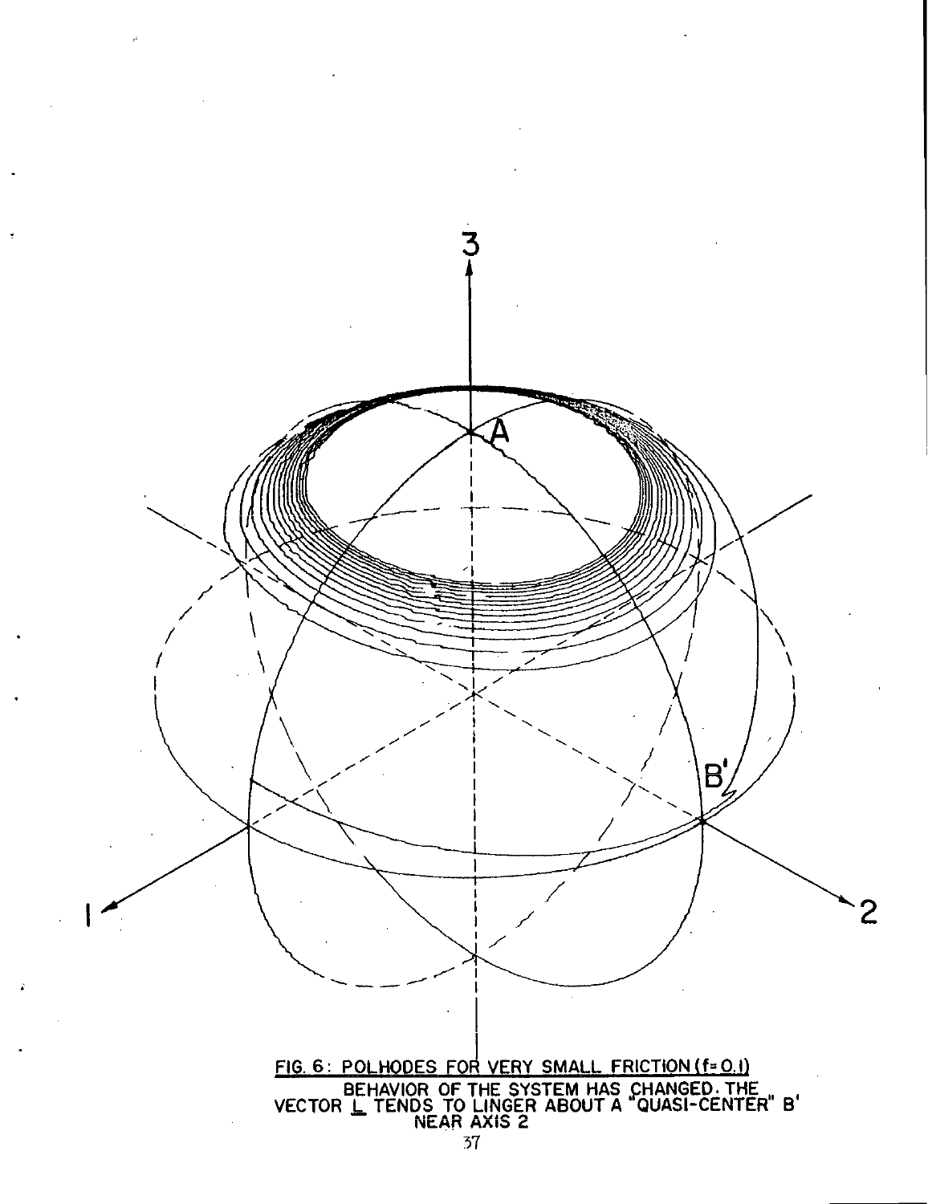FIG. 6: POLHODES FOR VERY SMALL FRICTION (f = 0.1)

BEHAVIOR OF THE SYSTEM HAS CHANGED. THE VECTOR $\underline{L}$ TENDS TO LINGER ABOUT A "QUASI-CENTER" B' NEAR AXIS 2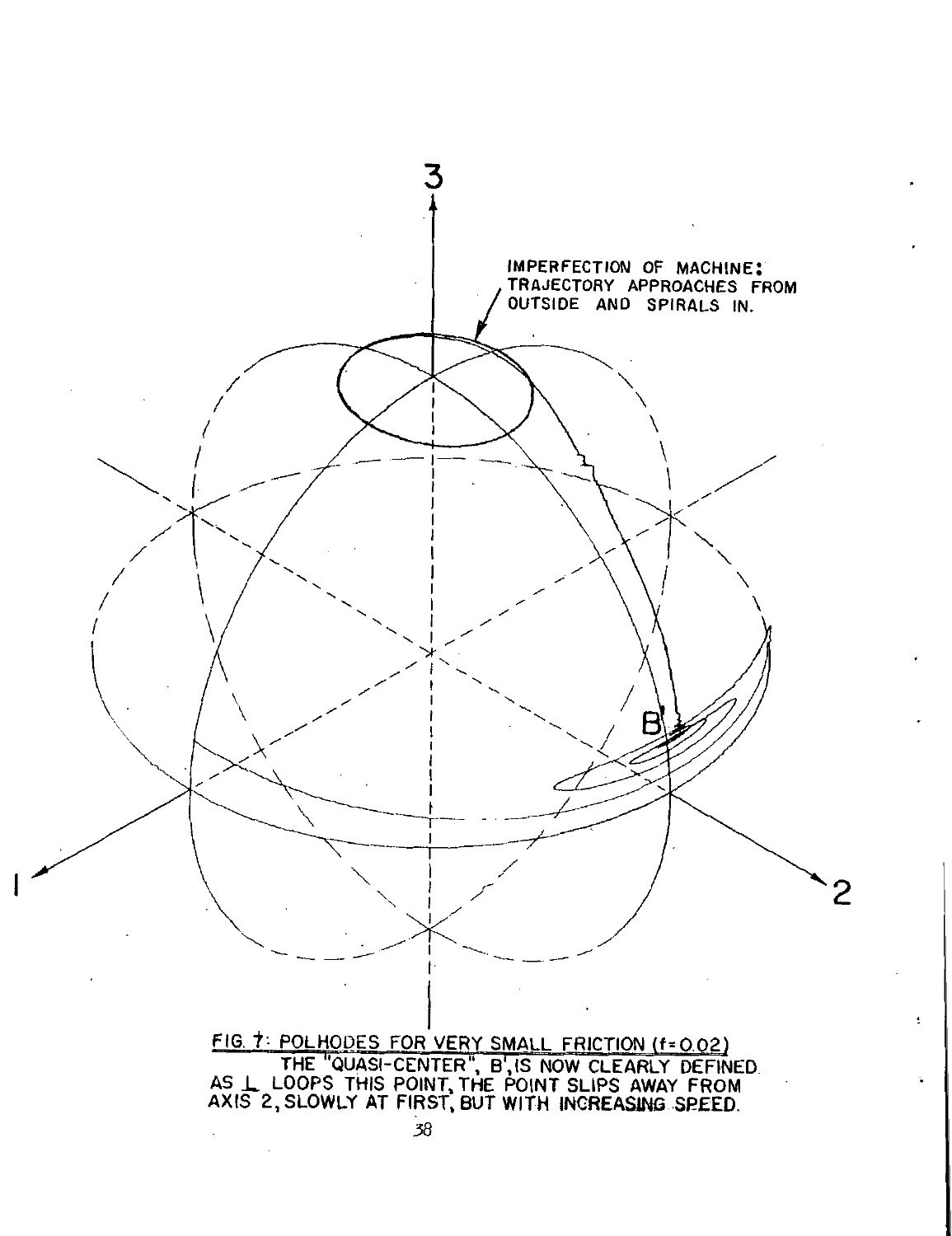IMPERFECTION OF MACHINE: TRAJECTORY APPROACHES FROM OUTSIDE AND SPIRALS IN.

FIG. 7: POLHODES FOR VERY SMALL FRICTION ($f = 0.02$)

THE "QUASI-CENTER", B', IS NOW CLEARLY DEFINED. AS L LOOPS THIS POINT, THE POINT SLIPS AWAY FROM AXIS 2, SLOWLY AT FIRST, BUT WITH INCREASING SPEED.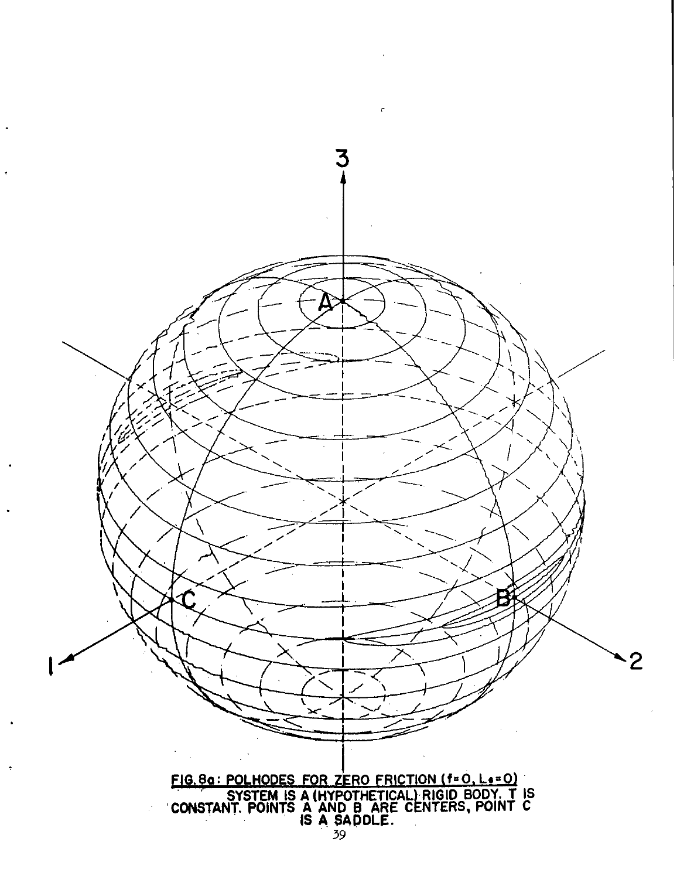FIG. 8a: POLHODES FOR ZERO FRICTION ($f = 0$, $L_e = 0$)

SYSTEM IS A (HYPOTHETICAL) RIGID BODY. T IS CONSTANT. POINTS A AND B ARE CENTERS, POINT C IS A SADDLE.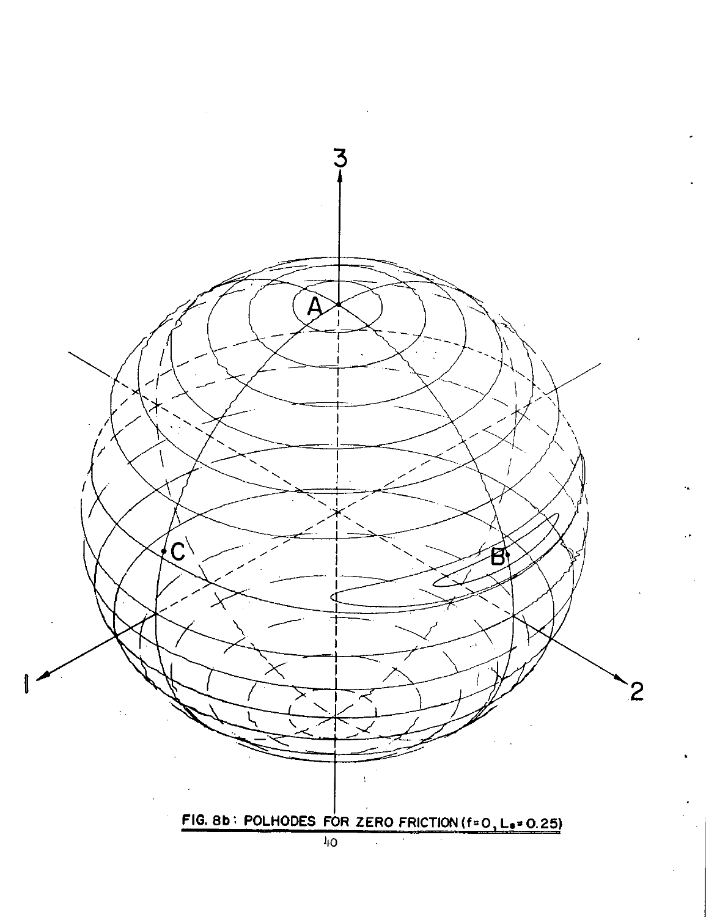FIG. 8b: POLHODES FOR ZERO FRICTION ($f = 0$, $L_s = 0.25$)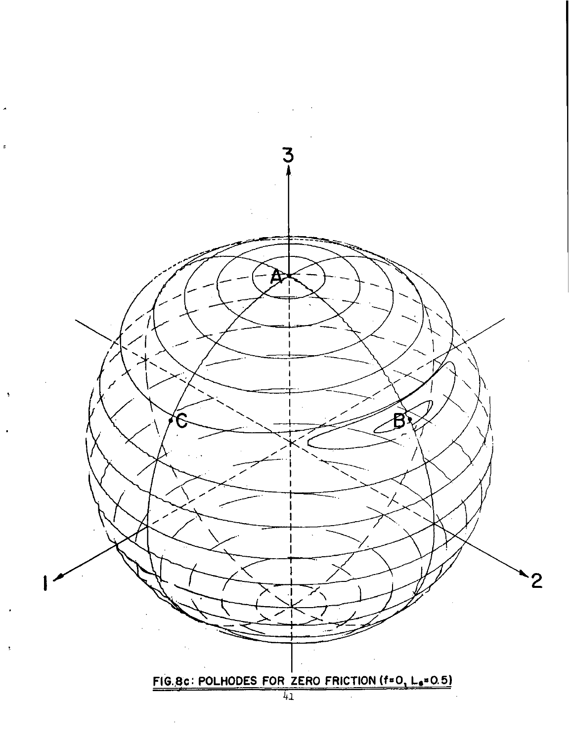FIG.8c: POLHODES FOR ZERO FRICTION ($f=0$, $L_e=0.5$)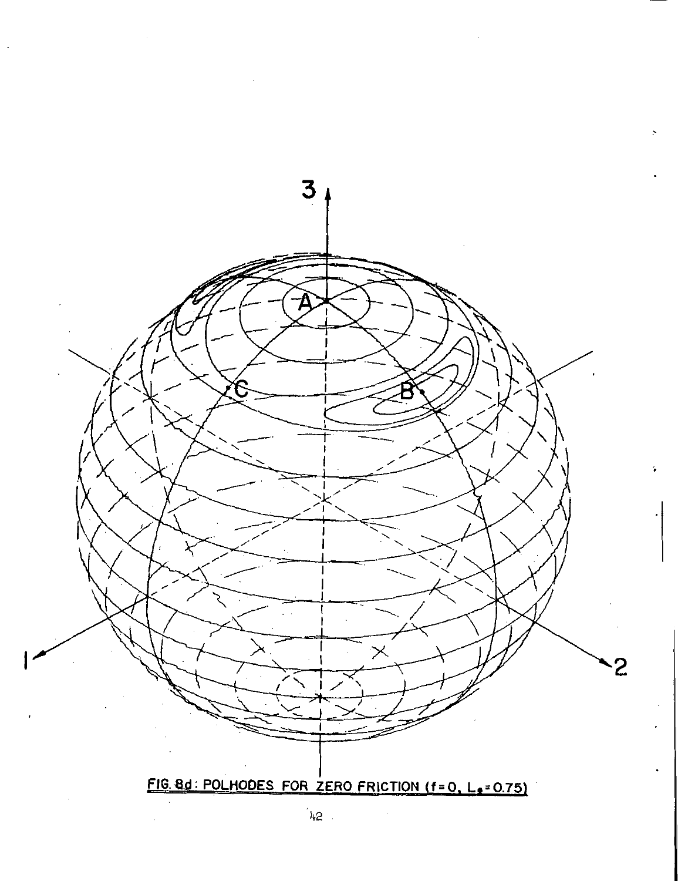FIG. 8d: POLHODES FOR ZERO FRICTION ($f = 0$, $L_0 = 0.75$)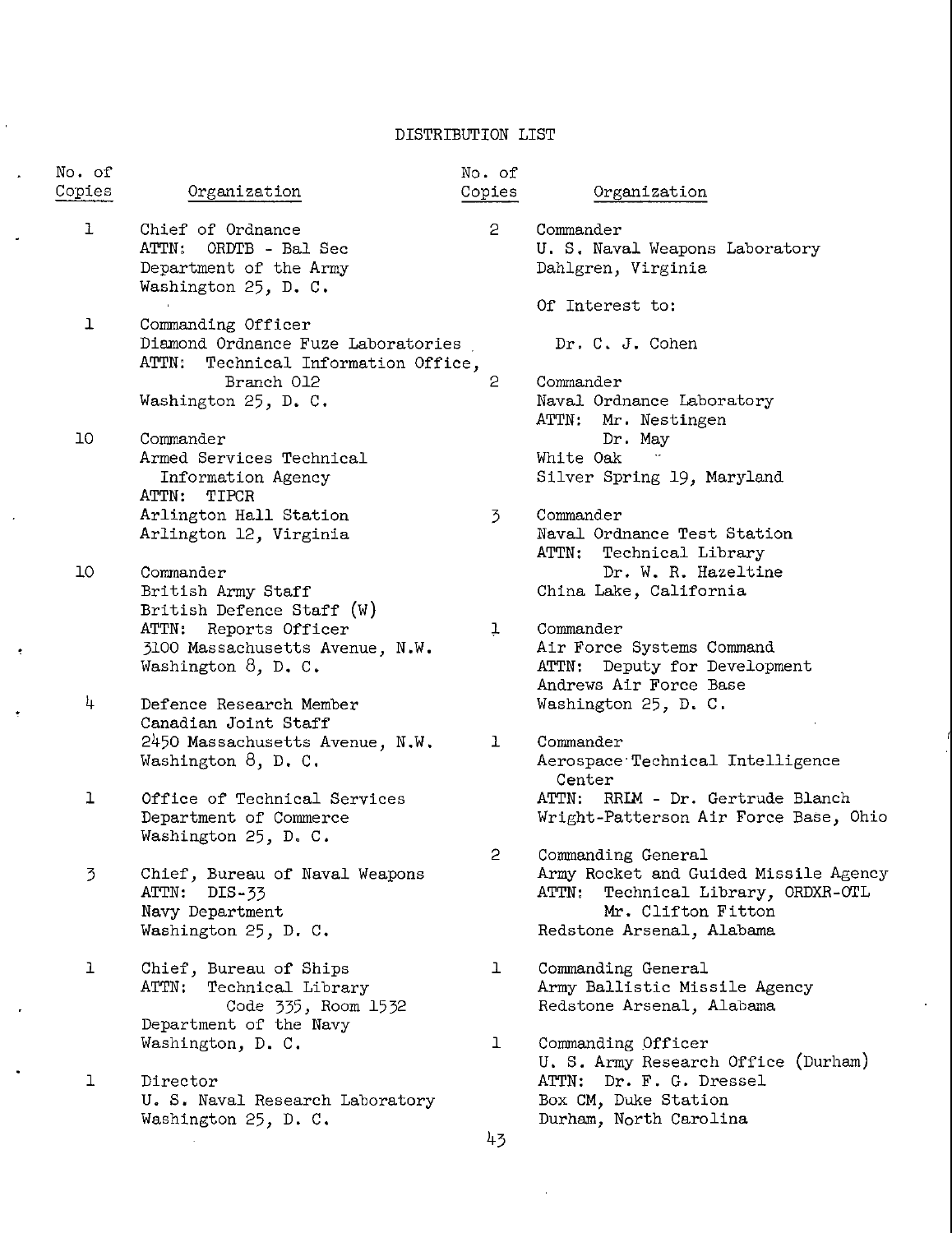# DISTRIBUTION LIST

| No. of Copies | Organization |
|---|---|
| 1 | Chief of Ordnance<br>ATTN: ORDTB - Bal Sec<br>Department of the Army<br>Washington 25, D. C. |
| 1 | Commanding Officer<br>Diamond Ordnance Fuze Laboratories<br>ATTN: Technical Information Office, Branch 012<br>Washington 25, D. C. |
| 10 | Commander<br>Armed Services Technical Information Agency<br>ATTN: TIPCR<br>Arlington Hall Station<br>Arlington 12, Virginia |
| 10 | Commander<br>British Army Staff<br>British Defence Staff (W)<br>ATTN: Reports Officer<br>3100 Massachusetts Avenue, N.W.<br>Washington 8, D. C. |
| 4 | Defence Research Member<br>Canadian Joint Staff<br>2450 Massachusetts Avenue, N.W.<br>Washington 8, D. C. |
| 1 | Office of Technical Services<br>Department of Commerce<br>Washington 25, D. C. |
| 3 | Chief, Bureau of Naval Weapons<br>ATTN: DIS-33<br>Navy Department<br>Washington 25, D. C. |
| 1 | Chief, Bureau of Ships<br>ATTN: Technical Library<br>Code 335, Room 1532<br>Department of the Navy<br>Washington, D. C. |
| 1 | Director<br>U. S. Naval Research Laboratory<br>Washington 25, D. C. |
| 2 | Commander<br>U. S. Naval Weapons Laboratory<br>Dahlgren, Virginia<br><br>Of Interest to:<br>Dr. C. J. Cohen |
| 2 | Commander<br>Naval Ordnance Laboratory<br>ATTN: Mr. Nestingen<br>Dr. May<br>White Oak<br>Silver Spring 19, Maryland |
| 3 | Commander<br>Naval Ordnance Test Station<br>ATTN: Technical Library<br>Dr. W. R. Hazeltine<br>China Lake, California |
| 1 | Commander<br>Air Force Systems Command<br>ATTN: Deputy for Development<br>Andrews Air Force Base<br>Washington 25, D. C. |
| 1 | Commander<br>Aerospace Technical Intelligence Center<br>ATTN: RRIM - Dr. Gertrude Blanch<br>Wright-Patterson Air Force Base, Ohio |
| 2 | Commanding General<br>Army Rocket and Guided Missile Agency<br>ATTN: Technical Library, ORDXR-OTL<br>Mr. Clifton Fitton<br>Redstone Arsenal, Alabama |
| 1 | Commanding General<br>Army Ballistic Missile Agency<br>Redstone Arsenal, Alabama |
| 1 | Commanding Officer<br>U. S. Army Research Office (Durham)<br>ATTN: Dr. F. G. Dressel<br>Box CM, Duke Station<br>Durham, North Carolina |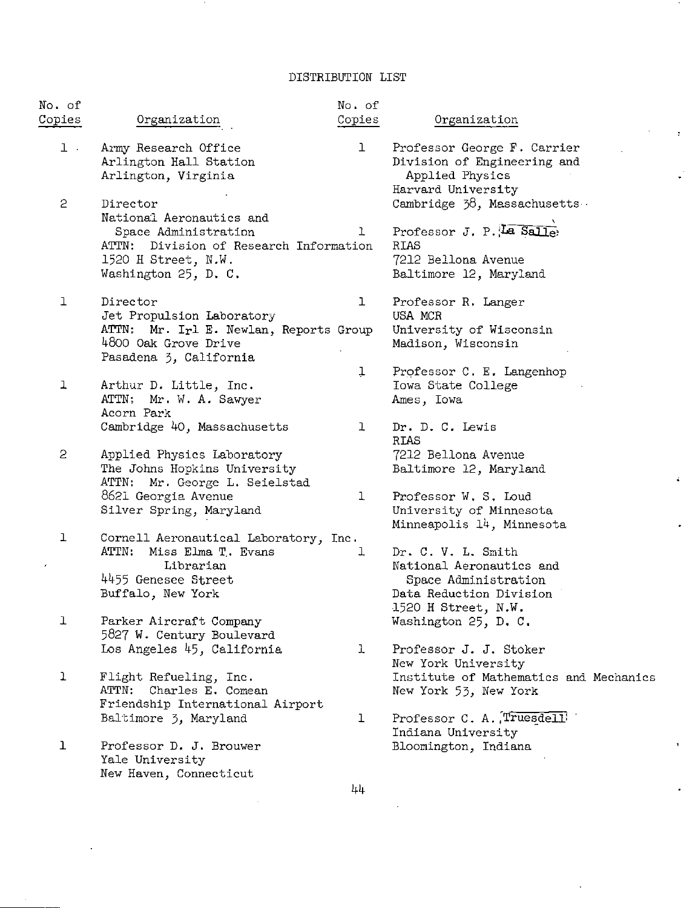# DISTRIBUTION LIST

| No. of Copies | Organization |
|---|---|
| 1 | Army Research Office<br>Arlington Hall Station<br>Arlington, Virginia |
| 2 | Director<br>National Aeronautics and Space Administration<br>ATTN: Division of Research Information<br>1520 H Street, N.W.<br>Washington 25, D. C. |
| 1 | Director<br>Jet Propulsion Laboratory<br>ATTN: Mr. Irl E. Newlan, Reports Group<br>4800 Oak Grove Drive<br>Pasadena 3, California |
| 1 | Arthur D. Little, Inc.<br>ATTN: Mr. W. A. Sawyer<br>Acorn Park<br>Cambridge 40, Massachusetts |
| 2 | Applied Physics Laboratory<br>The Johns Hopkins University<br>ATTN: Mr. George L. Seielstad<br>8621 Georgia Avenue<br>Silver Spring, Maryland |
| 1 | Cornell Aeronautical Laboratory, Inc.<br>ATTN: Miss Elma T. Evans<br>Librarian<br>4455 Genesee Street<br>Buffalo, New York |
| 1 | Parker Aircraft Company<br>5827 W. Century Boulevard<br>Los Angeles 45, California |
| 1 | Flight Refueling, Inc.<br>ATTN: Charles E. Comean<br>Friendship International Airport<br>Baltimore 3, Maryland |
| 1 | Professor D. J. Brouwer<br>Yale University<br>New Haven, Connecticut |
| 1 | Professor George F. Carrier<br>Division of Engineering and Applied Physics<br>Harvard University<br>Cambridge 38, Massachusetts |
| 1 | Professor J. P. La Salle<br>RIAS<br>7212 Bellona Avenue<br>Baltimore 12, Maryland |
| 1 | Professor R. Langer<br>USA MCR<br>University of Wisconsin<br>Madison, Wisconsin |
| 1 | Professor C. E. Langenhop<br>Iowa State College<br>Ames, Iowa |
| 1 | Dr. D. C. Lewis<br>RIAS<br>7212 Bellona Avenue<br>Baltimore 12, Maryland |
| 1 | Professor W. S. Loud<br>University of Minnesota<br>Minneapolis 14, Minnesota |
| 1 | Dr. C. V. L. Smith<br>National Aeronautics and Space Administration<br>Data Reduction Division<br>1520 H Street, N.W.<br>Washington 25, D. C. |
| 1 | Professor J. J. Stoker<br>New York University<br>Institute of Mathematics and Mechanics<br>New York 53, New York |
| 1 | Professor C. A. Truesdell<br>Indiana University<br>Bloomington, Indiana |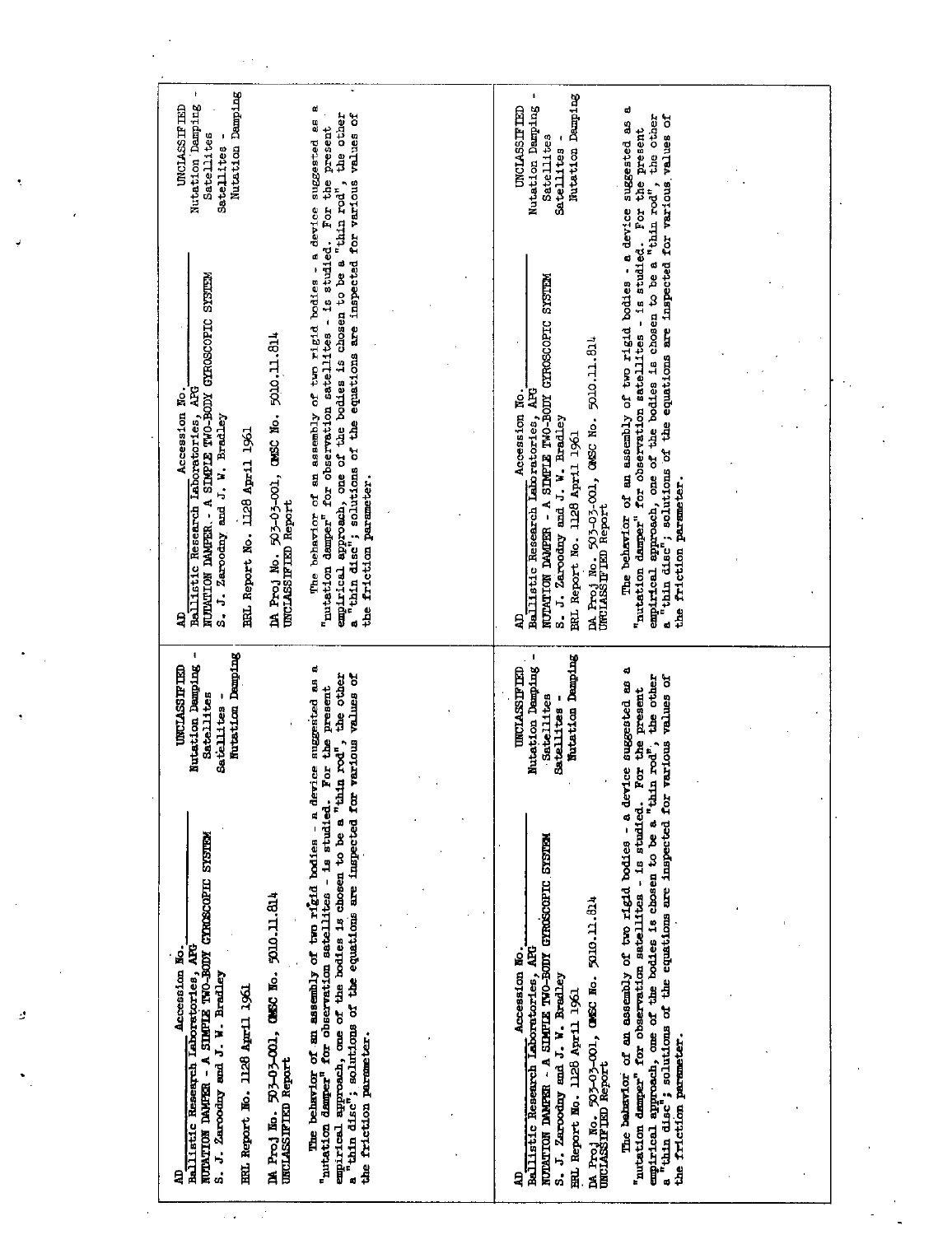AD Accession No.

Ballistic Research Laboratories, APG

NUTATION DAMPER - A SIMPLE TWO-BODY GYROSCOPIC SYSTEM

S. J. Zaroodny and J. W. Bradley

BRL Report No. 1128 April 1961

DA Proj No. 503-03-001, OMSC No. 5010.11.814

UNCLASSIFIED Report

UNCLASSIFIED

Nutation Damping - Satellites

Satellites - Nutation Damping

The behavior of an assembly of two rigid bodies - a device suggested as a "nutation damper" for observation satellites - is studied. For the present empirical approach, one of the bodies is chosen to be a "thin rod", the other a "thin disc"; solutions of the equations are inspected for various values of the friction parameter.

---

AD Accession No.

Ballistic Research Laboratories, APG

NUTATION DAMPER - A SIMPLE TWO-BODY GYROSCOPIC SYSTEM

S. J. Zaroodny and J. W. Bradley

BRL Report No. 1128 April 1961

DA Proj No. 503-03-001, OMSC No. 5010.11.814

UNCLASSIFIED Report

UNCLASSIFIED

Nutation Damping - Satellites

Satellites - Nutation Damping

The behavior of an assembly of two rigid bodies - a device suggested as a "nutation damper" for observation satellites - is studied. For the present empirical approach, one of the bodies is chosen to be a "thin rod", the other a "thin disc"; solutions of the equations are inspected for various values of the friction parameter.

---

AD Accession No.

Ballistic Research Laboratories, APG

NUTATION DAMPER - A SIMPLE TWO-BODY GYROSCOPIC SYSTEM

S. J. Zaroodny and J. W. Bradley

BRL Report No. 1128 April 1961

DA Proj No. 503-03-001, OMSC No. 5010.11.814

UNCLASSIFIED Report

UNCLASSIFIED

Nutation Damping - Satellites

Satellites - Nutation Damping

The behavior of an assembly of two rigid bodies - a device suggested as a "nutation damper" for observation satellites - is studied. For the present empirical approach, one of the bodies is chosen to be a "thin rod", the other a "thin disc"; solutions of the equations are inspected for various values of the friction parameter.

---

AD Accession No.

Ballistic Research Laboratories, APG

NUTATION DAMPER - A SIMPLE TWO-BODY GYROSCOPIC SYSTEM

S. J. Zaroodny and J. W. Bradley

BRL Report No. 1128 April 1961

DA Proj No. 503-03-001, OMSC No. 5010.11.814

UNCLASSIFIED Report

UNCLASSIFIED

Nutation Damping - Satellites

Satellites - Nutation Damping

The behavior of an assembly of two rigid bodies - a device suggested as a "nutation damper" for observation satellites - is studied. For the present empirical approach, one of the bodies is chosen to be a "thin rod", the other a "thin disc"; solutions of the equations are inspected for various values of the friction parameter.